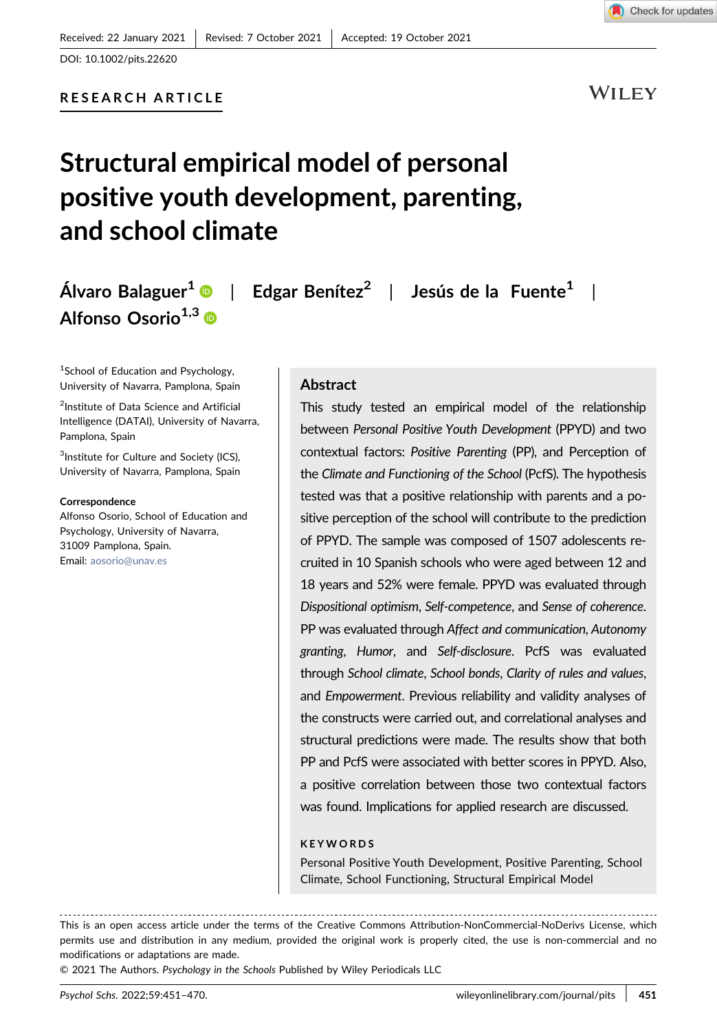Received: 22 January 2021 | Revised: 7 October 2021 | Accepted: 19 October 2021

DOI: 10.1002/pits.22620

RESEARCH ARTICLE

# Structural empirical model of personal positive youth development, parenting, and school climate

Álvaro Balaguer[1] | Edgar Benítez[2] | Jesús de la Fuente[1] | Alfonso Osorio[1,3]

[1]School of Education and Psychology, University of Navarra, Pamplona, Spain

[2]Institute of Data Science and Artificial Intelligence (DATAI), University of Navarra, Pamplona, Spain

[3]Institute for Culture and Society (ICS), University of Navarra, Pamplona, Spain

**Correspondence**
Alfonso Osorio, School of Education and Psychology, University of Navarra, 31009 Pamplona, Spain.
Email: aosorio@unav.es

## Abstract

This study tested an empirical model of the relationship between *Personal Positive Youth Development* (PPYD) and two contextual factors: *Positive Parenting* (PP), and Perception of the *Climate and Functioning of the School* (PcfS). The hypothesis tested was that a positive relationship with parents and a positive perception of the school will contribute to the prediction of PPYD. The sample was composed of 1507 adolescents recruited in 10 Spanish schools who were aged between 12 and 18 years and 52% were female. PPYD was evaluated through *Dispositional optimism*, *Self-competence*, and *Sense of coherence*. PP was evaluated through *Affect and communication*, *Autonomy granting*, *Humor*, and *Self-disclosure*. PcfS was evaluated through *School climate*, *School bonds*, *Clarity of rules and values*, and *Empowerment*. Previous reliability and validity analyses of the constructs were carried out, and correlational analyses and structural predictions were made. The results show that both PP and PcfS were associated with better scores in PPYD. Also, a positive correlation between those two contextual factors was found. Implications for applied research are discussed.

**KEYWORDS**

Personal Positive Youth Development, Positive Parenting, School Climate, School Functioning, Structural Empirical Model

---

This is an open access article under the terms of the Creative Commons Attribution-NonCommercial-NoDerivs License, which permits use and distribution in any medium, provided the original work is properly cited, the use is non-commercial and no modifications or adaptations are made.
© 2021 The Authors. *Psychology in the Schools* Published by Wiley Periodicals LLC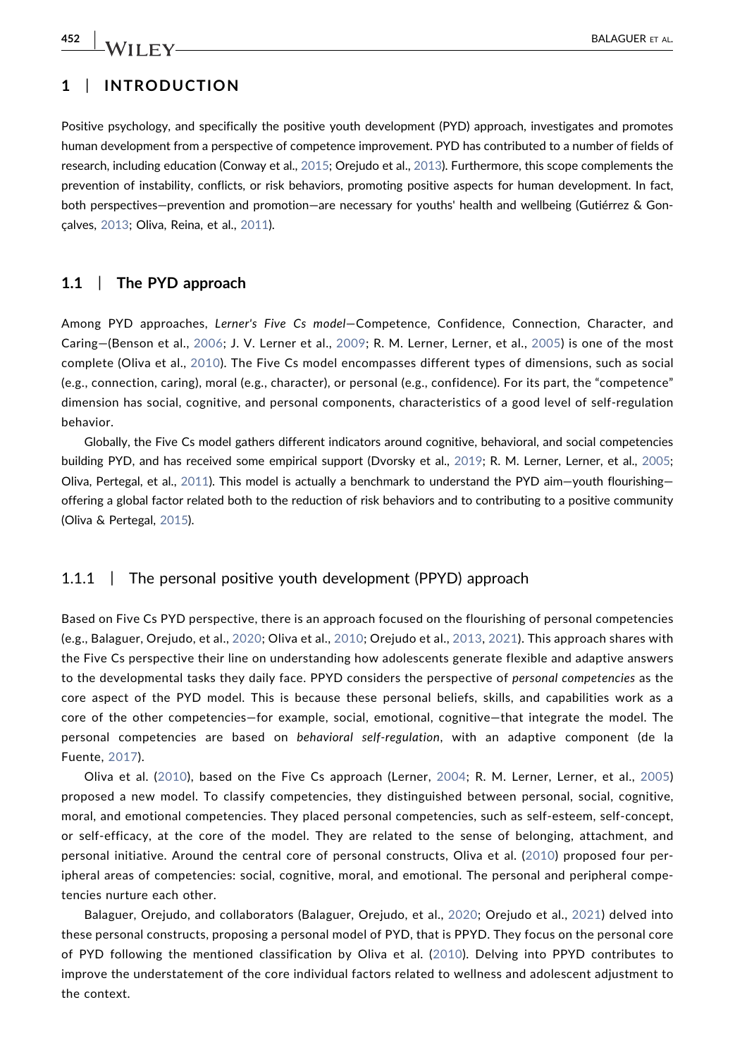# 1 | INTRODUCTION

Positive psychology, and specifically the positive youth development (PYD) approach, investigates and promotes human development from a perspective of competence improvement. PYD has contributed to a number of fields of research, including education (Conway et al., 2015; Orejudo et al., 2013). Furthermore, this scope complements the prevention of instability, conflicts, or risk behaviors, promoting positive aspects for human development. In fact, both perspectives—prevention and promotion—are necessary for youths' health and wellbeing (Gutiérrez & Gonçalves, 2013; Oliva, Reina, et al., 2011).

## 1.1 | The PYD approach

Among PYD approaches, *Lerner's Five Cs model*—Competence, Confidence, Connection, Character, and Caring—(Benson et al., 2006; J. V. Lerner et al., 2009; R. M. Lerner, Lerner, et al., 2005) is one of the most complete (Oliva et al., 2010). The Five Cs model encompasses different types of dimensions, such as social (e.g., connection, caring), moral (e.g., character), or personal (e.g., confidence). For its part, the "competence" dimension has social, cognitive, and personal components, characteristics of a good level of self-regulation behavior.

Globally, the Five Cs model gathers different indicators around cognitive, behavioral, and social competencies building PYD, and has received some empirical support (Dvorsky et al., 2019; R. M. Lerner, Lerner, et al., 2005; Oliva, Pertegal, et al., 2011). This model is actually a benchmark to understand the PYD aim—youth flourishing—offering a global factor related both to the reduction of risk behaviors and to contributing to a positive community (Oliva & Pertegal, 2015).

### 1.1.1 | The personal positive youth development (PPYD) approach

Based on Five Cs PYD perspective, there is an approach focused on the flourishing of personal competencies (e.g., Balaguer, Orejudo, et al., 2020; Oliva et al., 2010; Orejudo et al., 2013, 2021). This approach shares with the Five Cs perspective their line on understanding how adolescents generate flexible and adaptive answers to the developmental tasks they daily face. PPYD considers the perspective of *personal competencies* as the core aspect of the PYD model. This is because these personal beliefs, skills, and capabilities work as a core of the other competencies—for example, social, emotional, cognitive—that integrate the model. The personal competencies are based on *behavioral self-regulation*, with an adaptive component (de la Fuente, 2017).

Oliva et al. (2010), based on the Five Cs approach (Lerner, 2004; R. M. Lerner, Lerner, et al., 2005) proposed a new model. To classify competencies, they distinguished between personal, social, cognitive, moral, and emotional competencies. They placed personal competencies, such as self-esteem, self-concept, or self-efficacy, at the core of the model. They are related to the sense of belonging, attachment, and personal initiative. Around the central core of personal constructs, Oliva et al. (2010) proposed four peripheral areas of competencies: social, cognitive, moral, and emotional. The personal and peripheral competencies nurture each other.

Balaguer, Orejudo, and collaborators (Balaguer, Orejudo, et al., 2020; Orejudo et al., 2021) delved into these personal constructs, proposing a personal model of PYD, that is PPYD. They focus on the personal core of PYD following the mentioned classification by Oliva et al. (2010). Delving into PPYD contributes to improve the understatement of the core individual factors related to wellness and adolescent adjustment to the context.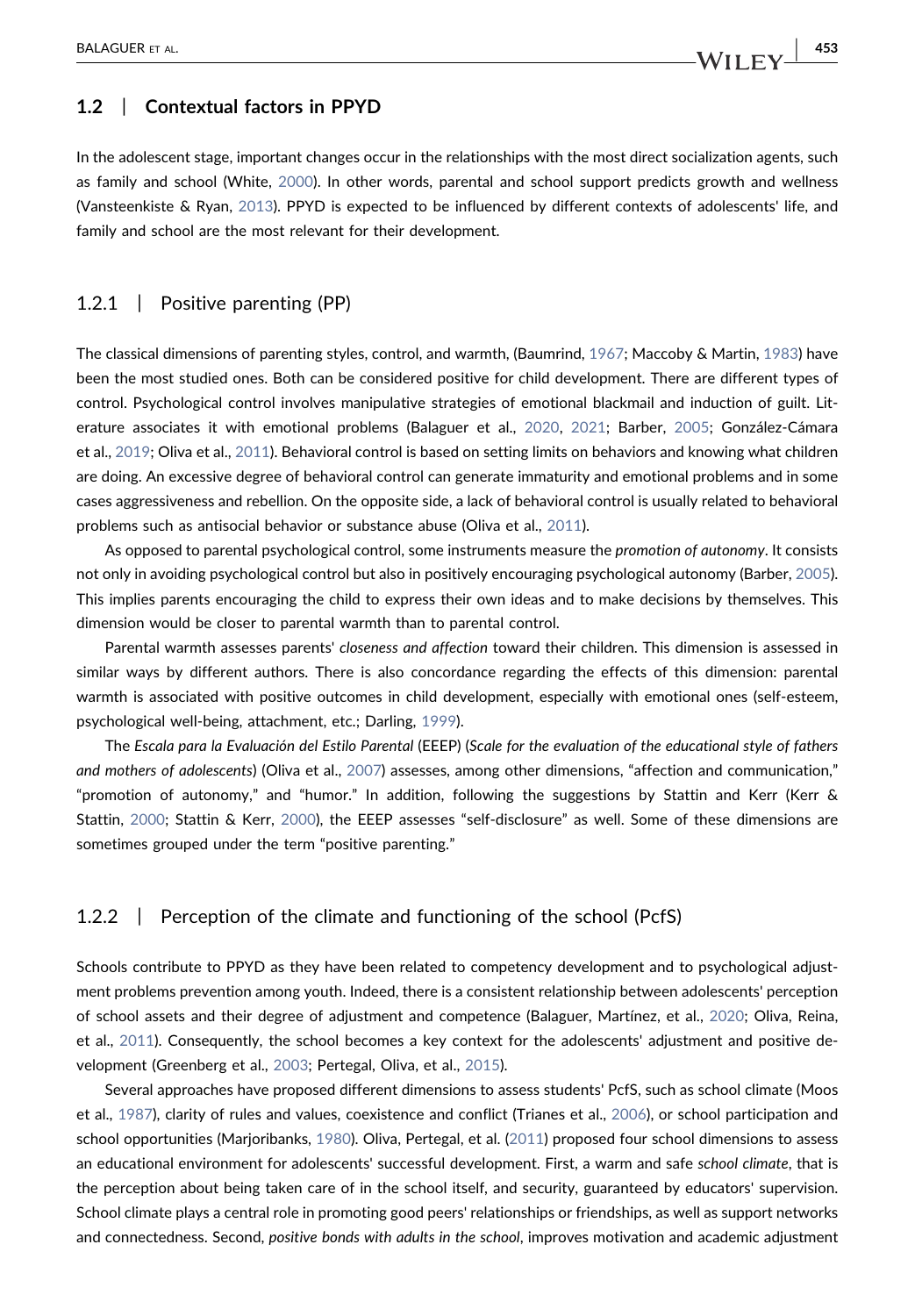## 1.2 | Contextual factors in PPYD

In the adolescent stage, important changes occur in the relationships with the most direct socialization agents, such as family and school (White, 2000). In other words, parental and school support predicts growth and wellness (Vansteenkiste & Ryan, 2013). PPYD is expected to be influenced by different contexts of adolescents' life, and family and school are the most relevant for their development.

### 1.2.1 | Positive parenting (PP)

The classical dimensions of parenting styles, control, and warmth, (Baumrind, 1967; Maccoby & Martin, 1983) have been the most studied ones. Both can be considered positive for child development. There are different types of control. Psychological control involves manipulative strategies of emotional blackmail and induction of guilt. Literature associates it with emotional problems (Balaguer et al., 2020, 2021; Barber, 2005; González-Cámara et al., 2019; Oliva et al., 2011). Behavioral control is based on setting limits on behaviors and knowing what children are doing. An excessive degree of behavioral control can generate immaturity and emotional problems and in some cases aggressiveness and rebellion. On the opposite side, a lack of behavioral control is usually related to behavioral problems such as antisocial behavior or substance abuse (Oliva et al., 2011).

As opposed to parental psychological control, some instruments measure the *promotion of autonomy*. It consists not only in avoiding psychological control but also in positively encouraging psychological autonomy (Barber, 2005). This implies parents encouraging the child to express their own ideas and to make decisions by themselves. This dimension would be closer to parental warmth than to parental control.

Parental warmth assesses parents' *closeness and affection* toward their children. This dimension is assessed in similar ways by different authors. There is also concordance regarding the effects of this dimension: parental warmth is associated with positive outcomes in child development, especially with emotional ones (self-esteem, psychological well-being, attachment, etc.; Darling, 1999).

The *Escala para la Evaluación del Estilo Parental* (EEEP) (*Scale for the evaluation of the educational style of fathers and mothers of adolescents*) (Oliva et al., 2007) assesses, among other dimensions, "affection and communication," "promotion of autonomy," and "humor." In addition, following the suggestions by Stattin and Kerr (Kerr & Stattin, 2000; Stattin & Kerr, 2000), the EEEP assesses "self-disclosure" as well. Some of these dimensions are sometimes grouped under the term "positive parenting."

### 1.2.2 | Perception of the climate and functioning of the school (PcfS)

Schools contribute to PPYD as they have been related to competency development and to psychological adjustment problems prevention among youth. Indeed, there is a consistent relationship between adolescents' perception of school assets and their degree of adjustment and competence (Balaguer, Martínez, et al., 2020; Oliva, Reina, et al., 2011). Consequently, the school becomes a key context for the adolescents' adjustment and positive development (Greenberg et al., 2003; Pertegal, Oliva, et al., 2015).

Several approaches have proposed different dimensions to assess students' PcfS, such as school climate (Moos et al., 1987), clarity of rules and values, coexistence and conflict (Trianes et al., 2006), or school participation and school opportunities (Marjoribanks, 1980). Oliva, Pertegal, et al. (2011) proposed four school dimensions to assess an educational environment for adolescents' successful development. First, a warm and safe *school climate*, that is the perception about being taken care of in the school itself, and security, guaranteed by educators' supervision. School climate plays a central role in promoting good peers' relationships or friendships, as well as support networks and connectedness. Second, *positive bonds with adults in the school*, improves motivation and academic adjustment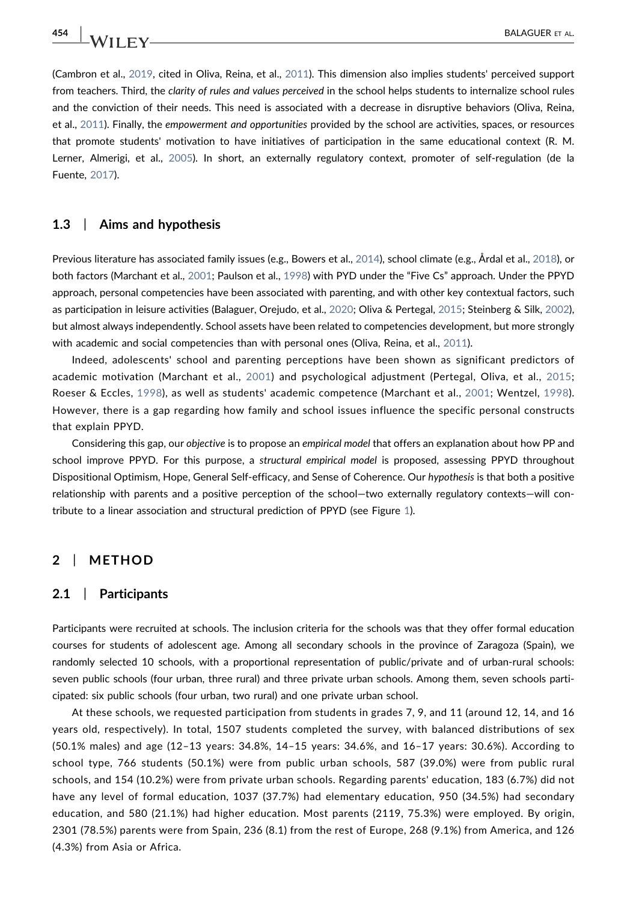(Cambron et al., 2019, cited in Oliva, Reina, et al., 2011). This dimension also implies students' perceived support from teachers. Third, the *clarity of rules and values perceived* in the school helps students to internalize school rules and the conviction of their needs. This need is associated with a decrease in disruptive behaviors (Oliva, Reina, et al., 2011). Finally, the *empowerment and opportunities* provided by the school are activities, spaces, or resources that promote students' motivation to have initiatives of participation in the same educational context (R. M. Lerner, Almerigi, et al., 2005). In short, an externally regulatory context, promoter of self-regulation (de la Fuente, 2017).

### 1.3 | Aims and hypothesis

Previous literature has associated family issues (e.g., Bowers et al., 2014), school climate (e.g., Årdal et al., 2018), or both factors (Marchant et al., 2001; Paulson et al., 1998) with PYD under the "Five Cs" approach. Under the PPYD approach, personal competencies have been associated with parenting, and with other key contextual factors, such as participation in leisure activities (Balaguer, Orejudo, et al., 2020; Oliva & Pertegal, 2015; Steinberg & Silk, 2002), but almost always independently. School assets have been related to competencies development, but more strongly with academic and social competencies than with personal ones (Oliva, Reina, et al., 2011).

Indeed, adolescents' school and parenting perceptions have been shown as significant predictors of academic motivation (Marchant et al., 2001) and psychological adjustment (Pertegal, Oliva, et al., 2015; Roeser & Eccles, 1998), as well as students' academic competence (Marchant et al., 2001; Wentzel, 1998). However, there is a gap regarding how family and school issues influence the specific personal constructs that explain PPYD.

Considering this gap, our *objective* is to propose an *empirical model* that offers an explanation about how PP and school improve PPYD. For this purpose, a *structural empirical model* is proposed, assessing PPYD throughout Dispositional Optimism, Hope, General Self-efficacy, and Sense of Coherence. Our *hypothesis* is that both a positive relationship with parents and a positive perception of the school—two externally regulatory contexts—will contribute to a linear association and structural prediction of PPYD (see Figure 1).

## 2 | METHOD

### 2.1 | Participants

Participants were recruited at schools. The inclusion criteria for the schools was that they offer formal education courses for students of adolescent age. Among all secondary schools in the province of Zaragoza (Spain), we randomly selected 10 schools, with a proportional representation of public/private and of urban-rural schools: seven public schools (four urban, three rural) and three private urban schools. Among them, seven schools participated: six public schools (four urban, two rural) and one private urban school.

At these schools, we requested participation from students in grades 7, 9, and 11 (around 12, 14, and 16 years old, respectively). In total, 1507 students completed the survey, with balanced distributions of sex (50.1% males) and age (12–13 years: 34.8%, 14–15 years: 34.6%, and 16–17 years: 30.6%). According to school type, 766 students (50.1%) were from public urban schools, 587 (39.0%) were from public rural schools, and 154 (10.2%) were from private urban schools. Regarding parents' education, 183 (6.7%) did not have any level of formal education, 1037 (37.7%) had elementary education, 950 (34.5%) had secondary education, and 580 (21.1%) had higher education. Most parents (2119, 75.3%) were employed. By origin, 2301 (78.5%) parents were from Spain, 236 (8.1) from the rest of Europe, 268 (9.1%) from America, and 126 (4.3%) from Asia or Africa.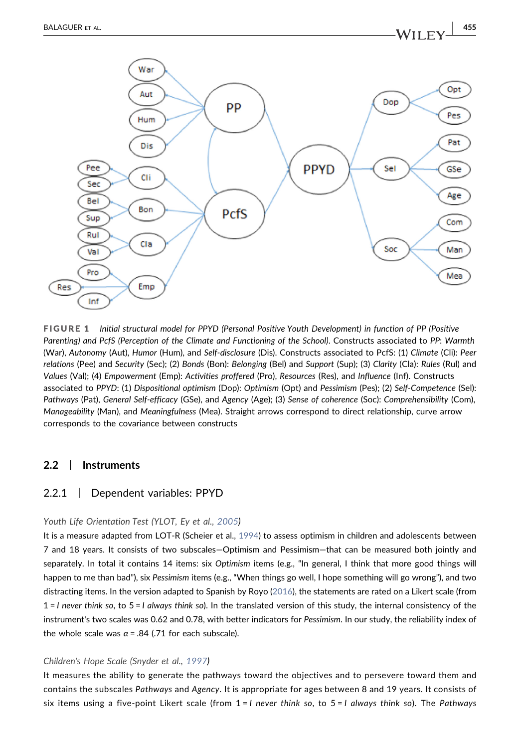**FIGURE 1** *Initial structural model for PPYD (Personal Positive Youth Development) in function of PP (Positive Parenting) and PcfS (Perception of the Climate and Functioning of the School)*. Constructs associated to *PP*: *Warmth* (War), *Autonomy* (Aut), *Humor* (Hum), and *Self-disclosure* (Dis). Constructs associated to PcfS: (1) *Climate* (Cli): *Peer relations* (Pee) and *Security* (Sec); (2) *Bonds* (Bon): *Belonging* (Bel) and *Support* (Sup); (3) *Clarity* (Cla): *Rules* (Rul) and *Values* (Val); (4) *Empowerment* (Emp): *Activities proffered* (Pro), *Resources* (Res), and *Influence* (Inf). Constructs associated to *PPYD*: (1) *Dispositional optimism* (Dop): *Optimism* (Opt) and *Pessimism* (Pes); (2) *Self-Competence* (Sel): *Pathways* (Pat), *General Self-efficacy* (GSe), and *Agency* (Age); (3) *Sense of coherence* (Soc): *Comprehensibility* (Com), *Manageability* (Man), and *Meaningfulness* (Mea). Straight arrows correspond to direct relationship, curve arrow corresponds to the covariance between constructs

## 2.2 | Instruments

### 2.2.1 | Dependent variables: PPYD

*Youth Life Orientation Test (YLOT, Ey et al., 2005)*

It is a measure adapted from LOT-R (Scheier et al., 1994) to assess optimism in children and adolescents between 7 and 18 years. It consists of two subscales—Optimism and Pessimism—that can be measured both jointly and separately. In total it contains 14 items: six *Optimism* items (e.g., "In general, I think that more good things will happen to me than bad"), six *Pessimism* items (e.g., "When things go well, I hope something will go wrong"), and two distracting items. In the version adapted to Spanish by Royo (2016), the statements are rated on a Likert scale (from 1 = *I never think so*, to 5 = *I always think so*). In the translated version of this study, the internal consistency of the instrument's two scales was 0.62 and 0.78, with better indicators for *Pessimism*. In our study, the reliability index of the whole scale was $\alpha = .84$ (.71 for each subscale).

*Children's Hope Scale (Snyder et al., 1997)*

It measures the ability to generate the pathways toward the objectives and to persevere toward them and contains the subscales *Pathways* and *Agency*. It is appropriate for ages between 8 and 19 years. It consists of six items using a five-point Likert scale (from 1 = *I never think so*, to 5 = *I always think so*). The *Pathways*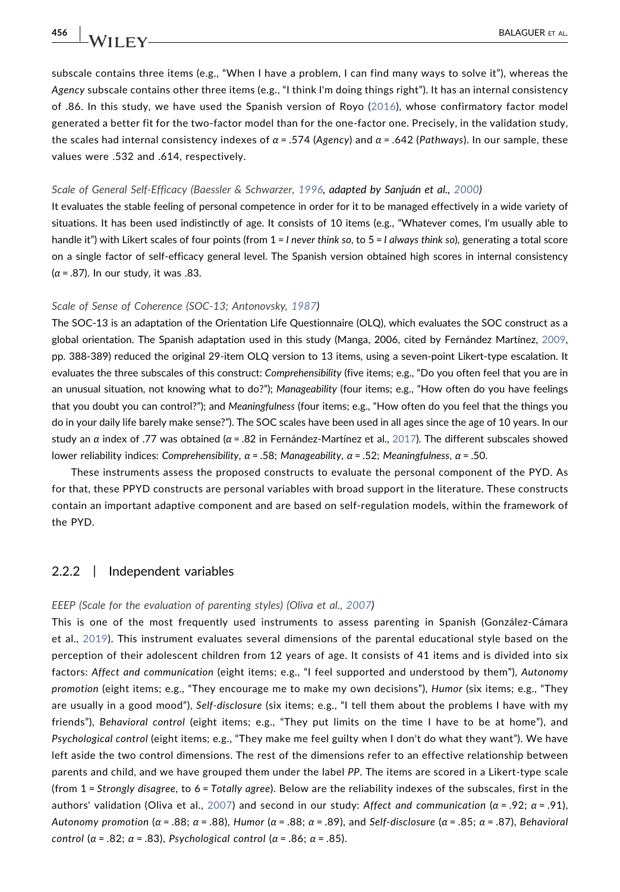subscale contains three items (e.g., "When I have a problem, I can find many ways to solve it"), whereas the *Agency* subscale contains other three items (e.g., "I think I'm doing things right"). It has an internal consistency of .86. In this study, we have used the Spanish version of Royo (2016), whose confirmatory factor model generated a better fit for the two-factor model than for the one-factor one. Precisely, in the validation study, the scales had internal consistency indexes of $\alpha$ = .574 (*Agency*) and $\alpha$ = .642 (*Pathways*). In our sample, these values were .532 and .614, respectively.

*Scale of General Self-Efficacy (Baessler & Schwarzer, 1996,* **adapted by Sanjuán et al., 2000***)*

It evaluates the stable feeling of personal competence in order for it to be managed effectively in a wide variety of situations. It has been used indistinctly of age. It consists of 10 items (e.g., "Whatever comes, I'm usually able to handle it") with Likert scales of four points (from 1 = *I never think so*, to 5 = *I always think so*), generating a total score on a single factor of self-efficacy general level. The Spanish version obtained high scores in internal consistency ($\alpha$ = .87). In our study, it was .83.

*Scale of Sense of Coherence (SOC-13; Antonovsky, 1987)*

The SOC-13 is an adaptation of the Orientation Life Questionnaire (OLQ), which evaluates the SOC construct as a global orientation. The Spanish adaptation used in this study (Manga, 2006, cited by Fernández Martínez, 2009, pp. 388-389) reduced the original 29-item OLQ version to 13 items, using a seven-point Likert-type escalation. It evaluates the three subscales of this construct: *Comprehensibility* (five items; e.g., "Do you often feel that you are in an unusual situation, not knowing what to do?"); *Manageability* (four items; e.g., "How often do you have feelings that you doubt you can control?"); and *Meaningfulness* (four items; e.g., "How often do you feel that the things you do in your daily life barely make sense?"). The SOC scales have been used in all ages since the age of 10 years. In our study an $\alpha$ index of .77 was obtained ($\alpha$ = .82 in Fernández-Martínez et al., 2017). The different subscales showed lower reliability indices: *Comprehensibility*, $\alpha$ = .58; *Manageability*, $\alpha$ = .52; *Meaningfulness*, $\alpha$ = .50.

These instruments assess the proposed constructs to evaluate the personal component of the PYD. As for that, these PPYD constructs are personal variables with broad support in the literature. These constructs contain an important adaptive component and are based on self-regulation models, within the framework of the PYD.

### 2.2.2 | Independent variables

*EEEP (Scale for the evaluation of parenting styles) (Oliva et al., 2007)*

This is one of the most frequently used instruments to assess parenting in Spanish (González-Cámara et al., 2019). This instrument evaluates several dimensions of the parental educational style based on the perception of their adolescent children from 12 years of age. It consists of 41 items and is divided into six factors: *Affect and communication* (eight items; e.g., "I feel supported and understood by them"), *Autonomy promotion* (eight items; e.g., "They encourage me to make my own decisions"), *Humor* (six items; e.g., "They are usually in a good mood"), *Self-disclosure* (six items; e.g., "I tell them about the problems I have with my friends"), *Behavioral control* (eight items; e.g., "They put limits on the time I have to be at home"), and *Psychological control* (eight items; e.g., "They make me feel guilty when I don't do what they want"). We have left aside the two control dimensions. The rest of the dimensions refer to an effective relationship between parents and child, and we have grouped them under the label *PP*. The items are scored in a Likert-type scale (from 1 = *Strongly disagree*, to 6 = *Totally agree*). Below are the reliability indexes of the subscales, first in the authors' validation (Oliva et al., 2007) and second in our study: *Affect and communication* ($\alpha$ = .92; $\alpha$ = .91), *Autonomy promotion* ($\alpha$ = .88; $\alpha$ = .88), *Humor* ($\alpha$ = .88; $\alpha$ = .89), and *Self-disclosure* ($\alpha$ = .85; $\alpha$ = .87), *Behavioral control* ($\alpha$ = .82; $\alpha$ = .83), *Psychological control* ($\alpha$ = .86; $\alpha$ = .85).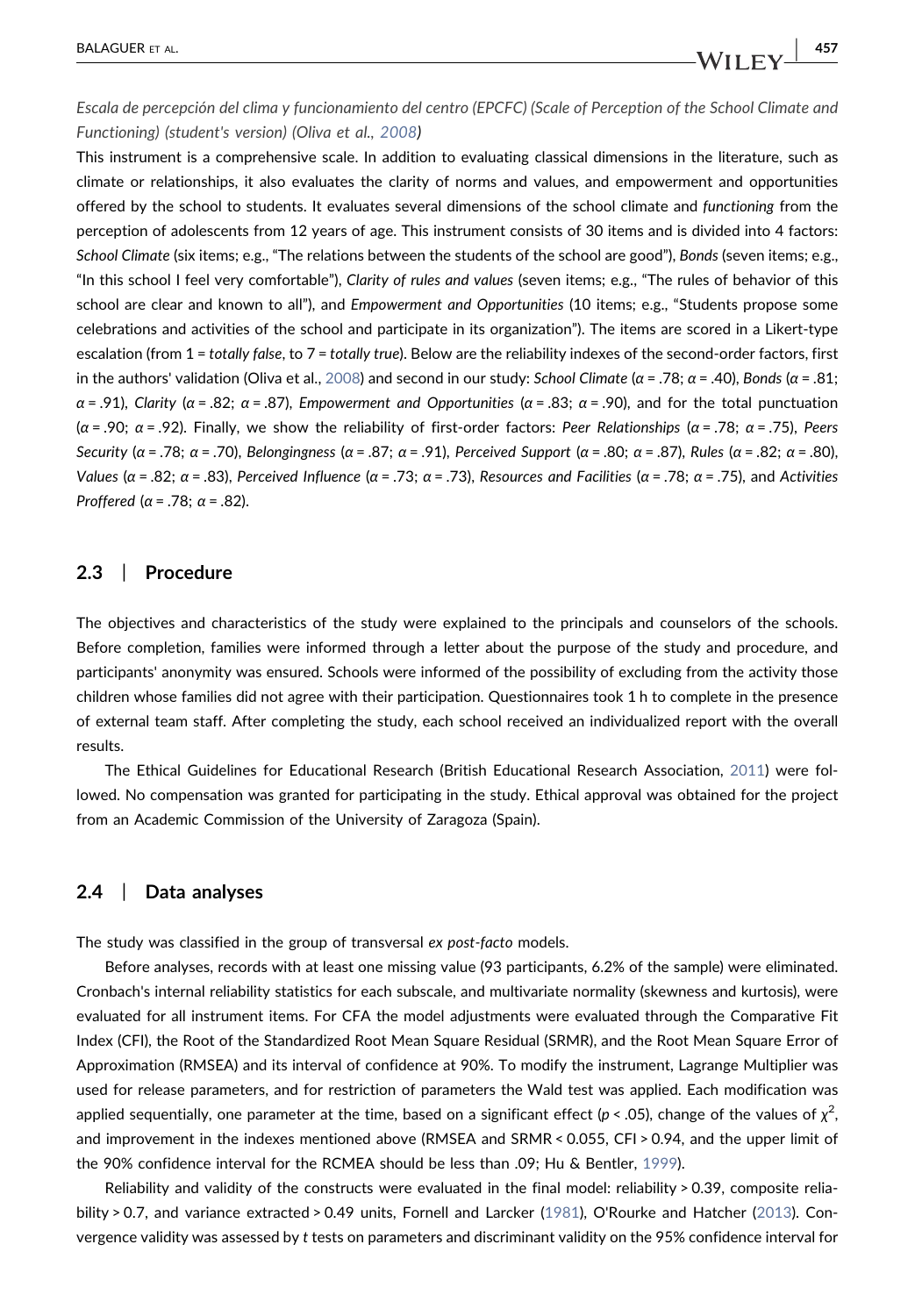*Escala de percepción del clima y funcionamiento del centro (EPCFC) (Scale of Perception of the School Climate and Functioning) (student's version) (Oliva et al., 2008)*

This instrument is a comprehensive scale. In addition to evaluating classical dimensions in the literature, such as climate or relationships, it also evaluates the clarity of norms and values, and empowerment and opportunities offered by the school to students. It evaluates several dimensions of the school climate and *functioning* from the perception of adolescents from 12 years of age. This instrument consists of 30 items and is divided into 4 factors: *School Climate* (six items; e.g., "The relations between the students of the school are good"), *Bonds* (seven items; e.g., "In this school I feel very comfortable"), *Clarity of rules and values* (seven items; e.g., "The rules of behavior of this school are clear and known to all"), and *Empowerment and Opportunities* (10 items; e.g., "Students propose some celebrations and activities of the school and participate in its organization"). The items are scored in a Likert-type escalation (from 1 = *totally false*, to 7 = *totally true*). Below are the reliability indexes of the second-order factors, first in the authors' validation (Oliva et al., 2008) and second in our study: *School Climate* ($\alpha = .78$; $\alpha = .40$), *Bonds* ($\alpha = .81$; $\alpha = .91$), *Clarity* ($\alpha = .82$; $\alpha = .87$), *Empowerment and Opportunities* ($\alpha = .83$; $\alpha = .90$), and for the total punctuation ($\alpha = .90$; $\alpha = .92$). Finally, we show the reliability of first-order factors: *Peer Relationships* ($\alpha = .78$; $\alpha = .75$), *Peers Security* ($\alpha = .78$; $\alpha = .70$), *Belongingness* ($\alpha = .87$; $\alpha = .91$), *Perceived Support* ($\alpha = .80$; $\alpha = .87$), *Rules* ($\alpha = .82$; $\alpha = .80$), *Values* ($\alpha = .82$; $\alpha = .83$), *Perceived Influence* ($\alpha = .73$; $\alpha = .73$), *Resources and Facilities* ($\alpha = .78$; $\alpha = .75$), and *Activities Proffered* ($\alpha = .78$; $\alpha = .82$).

## 2.3 | Procedure

The objectives and characteristics of the study were explained to the principals and counselors of the schools. Before completion, families were informed through a letter about the purpose of the study and procedure, and participants' anonymity was ensured. Schools were informed of the possibility of excluding from the activity those children whose families did not agree with their participation. Questionnaires took 1 h to complete in the presence of external team staff. After completing the study, each school received an individualized report with the overall results.

The Ethical Guidelines for Educational Research (British Educational Research Association, 2011) were followed. No compensation was granted for participating in the study. Ethical approval was obtained for the project from an Academic Commission of the University of Zaragoza (Spain).

## 2.4 | Data analyses

The study was classified in the group of transversal *ex post-facto* models.

Before analyses, records with at least one missing value (93 participants, 6.2% of the sample) were eliminated. Cronbach's internal reliability statistics for each subscale, and multivariate normality (skewness and kurtosis), were evaluated for all instrument items. For CFA the model adjustments were evaluated through the Comparative Fit Index (CFI), the Root of the Standardized Root Mean Square Residual (SRMR), and the Root Mean Square Error of Approximation (RMSEA) and its interval of confidence at 90%. To modify the instrument, Lagrange Multiplier was used for release parameters, and for restriction of parameters the Wald test was applied. Each modification was applied sequentially, one parameter at the time, based on a significant effect ($p < .05$), change of the values of $\chi^2$, and improvement in the indexes mentioned above (RMSEA and SRMR < 0.055, CFI > 0.94, and the upper limit of the 90% confidence interval for the RCMEA should be less than .09; Hu & Bentler, 1999).

Reliability and validity of the constructs were evaluated in the final model: reliability > 0.39, composite reliability > 0.7, and variance extracted > 0.49 units, Fornell and Larcker (1981), O'Rourke and Hatcher (2013). Convergence validity was assessed by *t* tests on parameters and discriminant validity on the 95% confidence interval for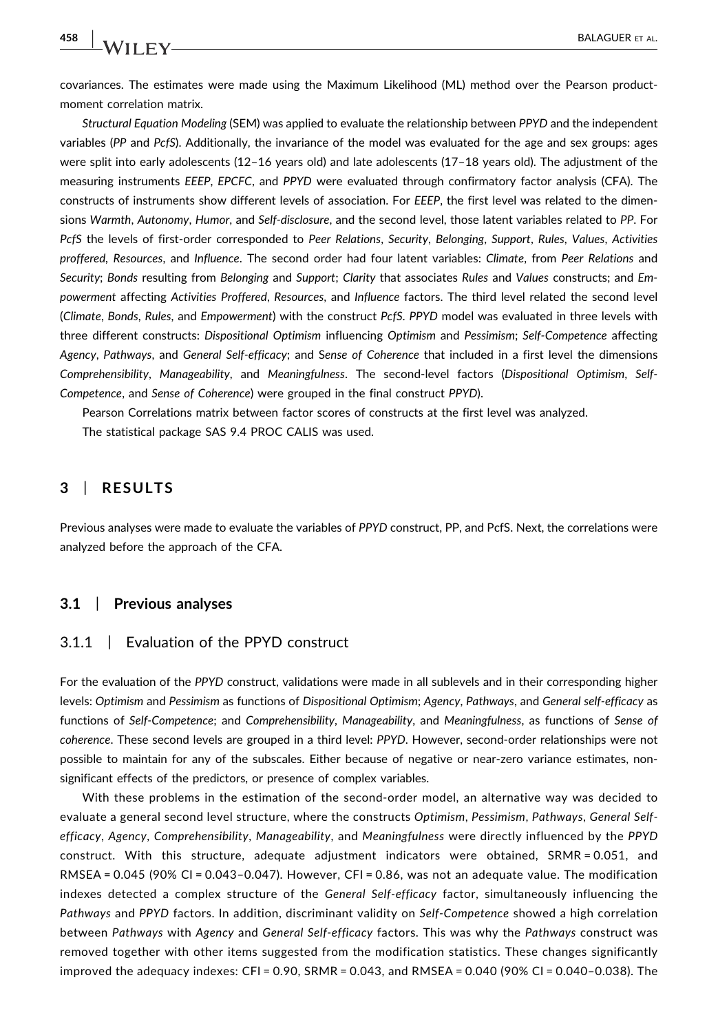covariances. The estimates were made using the Maximum Likelihood (ML) method over the Pearson product-moment correlation matrix.

*Structural Equation Modeling* (SEM) was applied to evaluate the relationship between *PPYD* and the independent variables (*PP* and *PcfS*). Additionally, the invariance of the model was evaluated for the age and sex groups: ages were split into early adolescents (12–16 years old) and late adolescents (17–18 years old). The adjustment of the measuring instruments *EEEP*, *EPCFC*, and *PPYD* were evaluated through confirmatory factor analysis (CFA). The constructs of instruments show different levels of association. For *EEEP*, the first level was related to the dimensions *Warmth*, *Autonomy*, *Humor*, and *Self-disclosure*, and the second level, those latent variables related to *PP*. For *PcfS* the levels of first-order corresponded to *Peer Relations*, *Security*, *Belonging*, *Support*, *Rules*, *Values*, *Activities proffered*, *Resources*, and *Influence*. The second order had four latent variables: *Climate*, from *Peer Relations* and *Security*; *Bonds* resulting from *Belonging* and *Support*; *Clarity* that associates *Rules* and *Values* constructs; and *Empowerment* affecting *Activities Proffered*, *Resources*, and *Influence* factors. The third level related the second level (*Climate*, *Bonds*, *Rules*, and *Empowerment*) with the construct *PcfS*. *PPYD* model was evaluated in three levels with three different constructs: *Dispositional Optimism* influencing *Optimism* and *Pessimism*; *Self-Competence* affecting *Agency*, *Pathways*, and *General Self-efficacy*; and *Sense of Coherence* that included in a first level the dimensions *Comprehensibility*, *Manageability*, and *Meaningfulness*. The second-level factors (*Dispositional Optimism*, *Self-Competence*, and *Sense of Coherence*) were grouped in the final construct *PPYD*).

Pearson Correlations matrix between factor scores of constructs at the first level was analyzed.

The statistical package SAS 9.4 PROC CALIS was used.

## 3 | RESULTS

Previous analyses were made to evaluate the variables of *PPYD* construct, PP, and PcfS. Next, the correlations were analyzed before the approach of the CFA.

### 3.1 | Previous analyses

#### 3.1.1 | Evaluation of the PPYD construct

For the evaluation of the *PPYD* construct, validations were made in all sublevels and in their corresponding higher levels: *Optimism* and *Pessimism* as functions of *Dispositional Optimism*; *Agency*, *Pathways*, and *General self-efficacy* as functions of *Self-Competence*; and *Comprehensibility*, *Manageability*, and *Meaningfulness*, as functions of *Sense of coherence*. These second levels are grouped in a third level: *PPYD*. However, second-order relationships were not possible to maintain for any of the subscales. Either because of negative or near-zero variance estimates, non-significant effects of the predictors, or presence of complex variables.

With these problems in the estimation of the second-order model, an alternative way was decided to evaluate a general second level structure, where the constructs *Optimism*, *Pessimism*, *Pathways*, *General Self-efficacy*, *Agency*, *Comprehensibility*, *Manageability*, and *Meaningfulness* were directly influenced by the *PPYD* construct. With this structure, adequate adjustment indicators were obtained, SRMR = 0.051, and RMSEA = 0.045 (90% CI = 0.043–0.047). However, CFI = 0.86, was not an adequate value. The modification indexes detected a complex structure of the *General Self-efficacy* factor, simultaneously influencing the *Pathways* and *PPYD* factors. In addition, discriminant validity on *Self-Competence* showed a high correlation between *Pathways* with *Agency* and *General Self-efficacy* factors. This was why the *Pathways* construct was removed together with other items suggested from the modification statistics. These changes significantly improved the adequacy indexes: CFI = 0.90, SRMR = 0.043, and RMSEA = 0.040 (90% CI = 0.040–0.038). The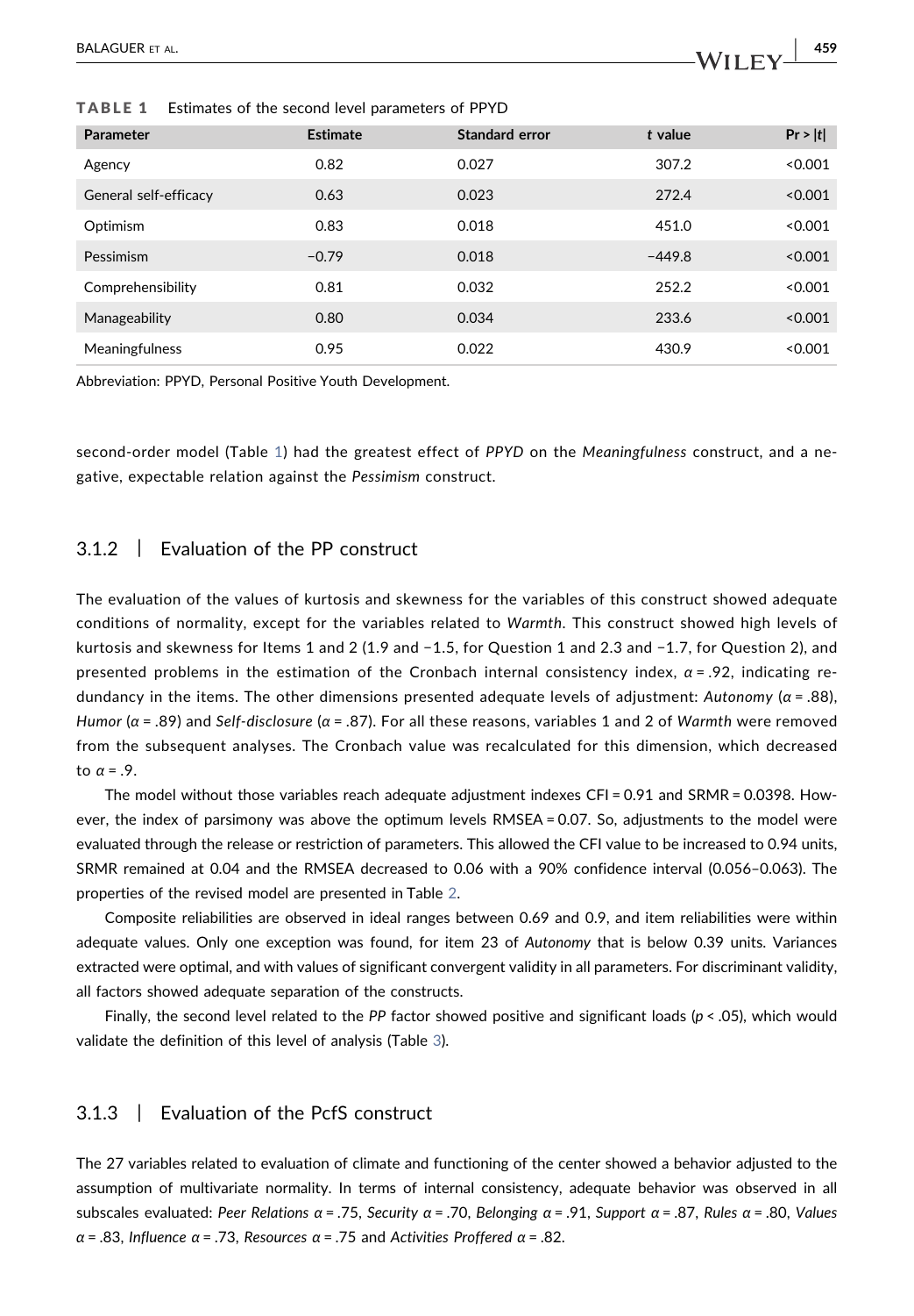**TABLE 1** Estimates of the second level parameters of PPYD

| Parameter | Estimate | Standard error | *t* value | Pr > \|*t*\| |
|---|---|---|---|---|
| Agency | 0.82 | 0.027 | 307.2 | <0.001 |
| General self-efficacy | 0.63 | 0.023 | 272.4 | <0.001 |
| Optimism | 0.83 | 0.018 | 451.0 | <0.001 |
| Pessimism | −0.79 | 0.018 | −449.8 | <0.001 |
| Comprehensibility | 0.81 | 0.032 | 252.2 | <0.001 |
| Manageability | 0.80 | 0.034 | 233.6 | <0.001 |
| Meaningfulness | 0.95 | 0.022 | 430.9 | <0.001 |

Abbreviation: PPYD, Personal Positive Youth Development.

second-order model (Table 1) had the greatest effect of *PPYD* on the *Meaningfulness* construct, and a negative, expectable relation against the *Pessimism* construct.

### 3.1.2 | Evaluation of the PP construct

The evaluation of the values of kurtosis and skewness for the variables of this construct showed adequate conditions of normality, except for the variables related to *Warmth*. This construct showed high levels of kurtosis and skewness for Items 1 and 2 (1.9 and −1.5, for Question 1 and 2.3 and −1.7, for Question 2), and presented problems in the estimation of the Cronbach internal consistency index, $\alpha = .92$, indicating redundancy in the items. The other dimensions presented adequate levels of adjustment: *Autonomy* ($\alpha = .88$), *Humor* ($\alpha = .89$) and *Self-disclosure* ($\alpha = .87$). For all these reasons, variables 1 and 2 of *Warmth* were removed from the subsequent analyses. The Cronbach value was recalculated for this dimension, which decreased to $\alpha = .9$.

The model without those variables reach adequate adjustment indexes CFI = 0.91 and SRMR = 0.0398. However, the index of parsimony was above the optimum levels RMSEA = 0.07. So, adjustments to the model were evaluated through the release or restriction of parameters. This allowed the CFI value to be increased to 0.94 units, SRMR remained at 0.04 and the RMSEA decreased to 0.06 with a 90% confidence interval (0.056–0.063). The properties of the revised model are presented in Table 2.

Composite reliabilities are observed in ideal ranges between 0.69 and 0.9, and item reliabilities were within adequate values. Only one exception was found, for item 23 of *Autonomy* that is below 0.39 units. Variances extracted were optimal, and with values of significant convergent validity in all parameters. For discriminant validity, all factors showed adequate separation of the constructs.

Finally, the second level related to the *PP* factor showed positive and significant loads ($p < .05$), which would validate the definition of this level of analysis (Table 3).

### 3.1.3 | Evaluation of the PcfS construct

The 27 variables related to evaluation of climate and functioning of the center showed a behavior adjusted to the assumption of multivariate normality. In terms of internal consistency, adequate behavior was observed in all subscales evaluated: *Peer Relations* $\alpha = .75$, *Security* $\alpha = .70$, *Belonging* $\alpha = .91$, *Support* $\alpha = .87$, *Rules* $\alpha = .80$, *Values* $\alpha = .83$, *Influence* $\alpha = .73$, *Resources* $\alpha = .75$ and *Activities Proffered* $\alpha = .82$.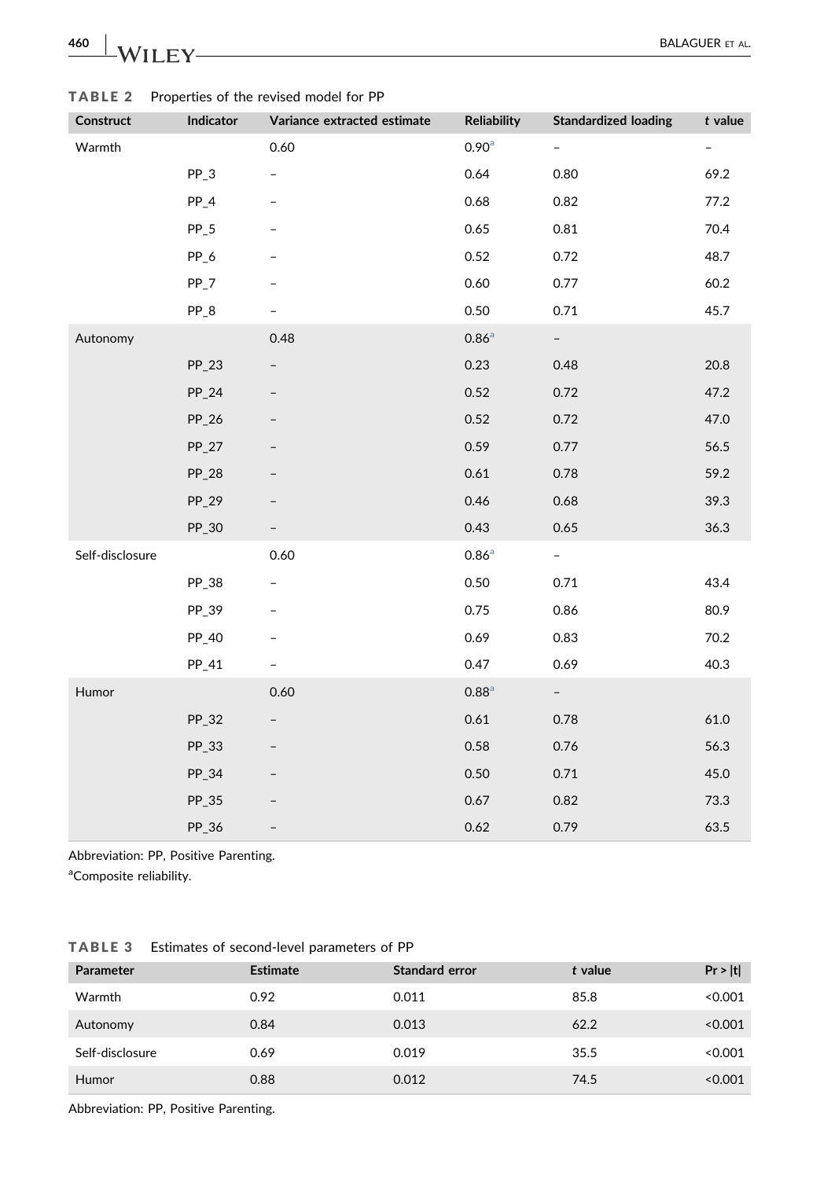**TABLE 2** Properties of the revised model for PP

| Construct | Indicator | Variance extracted estimate | Reliability | Standardized loading | *t* value |
|---|---|---|---|---|---|
| Warmth | | 0.60 | 0.90[a] | – | – |
| | PP_3 | – | 0.64 | 0.80 | 69.2 |
| | PP_4 | – | 0.68 | 0.82 | 77.2 |
| | PP_5 | – | 0.65 | 0.81 | 70.4 |
| | PP_6 | – | 0.52 | 0.72 | 48.7 |
| | PP_7 | – | 0.60 | 0.77 | 60.2 |
| | PP_8 | – | 0.50 | 0.71 | 45.7 |
| Autonomy | | 0.48 | 0.86[a] | – | |
| | PP_23 | – | 0.23 | 0.48 | 20.8 |
| | PP_24 | – | 0.52 | 0.72 | 47.2 |
| | PP_26 | – | 0.52 | 0.72 | 47.0 |
| | PP_27 | – | 0.59 | 0.77 | 56.5 |
| | PP_28 | – | 0.61 | 0.78 | 59.2 |
| | PP_29 | – | 0.46 | 0.68 | 39.3 |
| | PP_30 | – | 0.43 | 0.65 | 36.3 |
| Self-disclosure | | 0.60 | 0.86[a] | – | |
| | PP_38 | – | 0.50 | 0.71 | 43.4 |
| | PP_39 | – | 0.75 | 0.86 | 80.9 |
| | PP_40 | – | 0.69 | 0.83 | 70.2 |
| | PP_41 | – | 0.47 | 0.69 | 40.3 |
| Humor | | 0.60 | 0.88[a] | – | |
| | PP_32 | – | 0.61 | 0.78 | 61.0 |
| | PP_33 | – | 0.58 | 0.76 | 56.3 |
| | PP_34 | – | 0.50 | 0.71 | 45.0 |
| | PP_35 | – | 0.67 | 0.82 | 73.3 |
| | PP_36 | – | 0.62 | 0.79 | 63.5 |

Abbreviation: PP, Positive Parenting.

[a]Composite reliability.

**TABLE 3** Estimates of second-level parameters of PP

| Parameter | Estimate | Standard error | *t* value | Pr > \|t\| |
|---|---|---|---|---|
| Warmth | 0.92 | 0.011 | 85.8 | <0.001 |
| Autonomy | 0.84 | 0.013 | 62.2 | <0.001 |
| Self-disclosure | 0.69 | 0.019 | 35.5 | <0.001 |
| Humor | 0.88 | 0.012 | 74.5 | <0.001 |

Abbreviation: PP, Positive Parenting.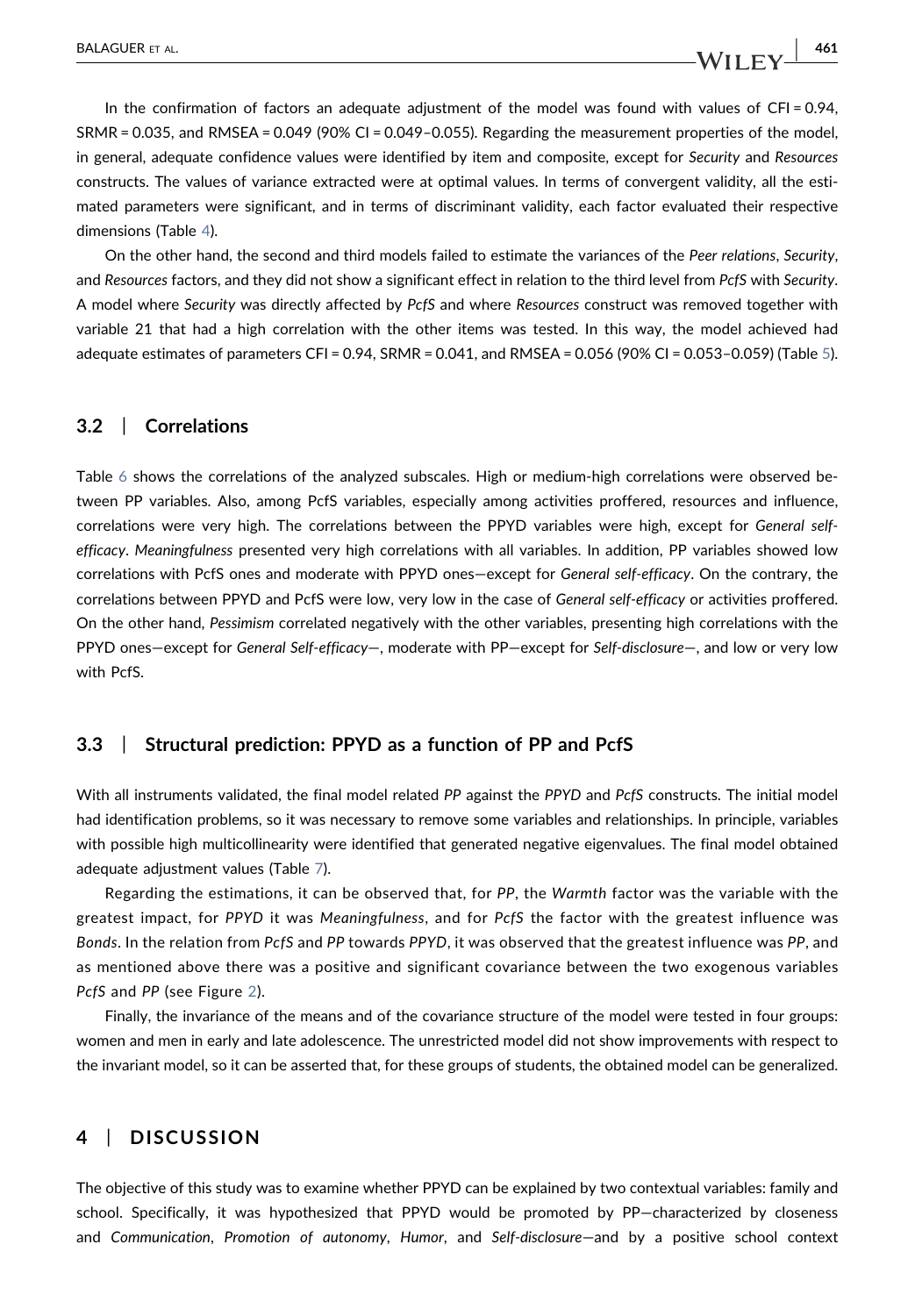In the confirmation of factors an adequate adjustment of the model was found with values of CFI = 0.94, SRMR = 0.035, and RMSEA = 0.049 (90% CI = 0.049–0.055). Regarding the measurement properties of the model, in general, adequate confidence values were identified by item and composite, except for *Security* and *Resources* constructs. The values of variance extracted were at optimal values. In terms of convergent validity, all the estimated parameters were significant, and in terms of discriminant validity, each factor evaluated their respective dimensions (Table 4).

On the other hand, the second and third models failed to estimate the variances of the *Peer relations*, *Security*, and *Resources* factors, and they did not show a significant effect in relation to the third level from *PcfS* with *Security*. A model where *Security* was directly affected by *PcfS* and where *Resources* construct was removed together with variable 21 that had a high correlation with the other items was tested. In this way, the model achieved had adequate estimates of parameters CFI = 0.94, SRMR = 0.041, and RMSEA = 0.056 (90% CI = 0.053–0.059) (Table 5).

## 3.2 | Correlations

Table 6 shows the correlations of the analyzed subscales. High or medium-high correlations were observed between PP variables. Also, among PcfS variables, especially among activities proffered, resources and influence, correlations were very high. The correlations between the PPYD variables were high, except for *General self-efficacy*. *Meaningfulness* presented very high correlations with all variables. In addition, PP variables showed low correlations with PcfS ones and moderate with PPYD ones—except for *General self-efficacy*. On the contrary, the correlations between PPYD and PcfS were low, very low in the case of *General self-efficacy* or activities proffered. On the other hand, *Pessimism* correlated negatively with the other variables, presenting high correlations with the PPYD ones—except for *General Self-efficacy*—, moderate with PP—except for *Self-disclosure*—, and low or very low with PcfS.

## 3.3 | Structural prediction: PPYD as a function of PP and PcfS

With all instruments validated, the final model related *PP* against the *PPYD* and *PcfS* constructs. The initial model had identification problems, so it was necessary to remove some variables and relationships. In principle, variables with possible high multicollinearity were identified that generated negative eigenvalues. The final model obtained adequate adjustment values (Table 7).

Regarding the estimations, it can be observed that, for *PP*, the *Warmth* factor was the variable with the greatest impact, for *PPYD* it was *Meaningfulness*, and for *PcfS* the factor with the greatest influence was *Bonds*. In the relation from *PcfS* and *PP* towards *PPYD*, it was observed that the greatest influence was *PP*, and as mentioned above there was a positive and significant covariance between the two exogenous variables *PcfS* and *PP* (see Figure 2).

Finally, the invariance of the means and of the covariance structure of the model were tested in four groups: women and men in early and late adolescence. The unrestricted model did not show improvements with respect to the invariant model, so it can be asserted that, for these groups of students, the obtained model can be generalized.

# 4 | DISCUSSION

The objective of this study was to examine whether PPYD can be explained by two contextual variables: family and school. Specifically, it was hypothesized that PPYD would be promoted by PP—characterized by closeness and *Communication*, *Promotion of autonomy*, *Humor*, and *Self-disclosure*—and by a positive school context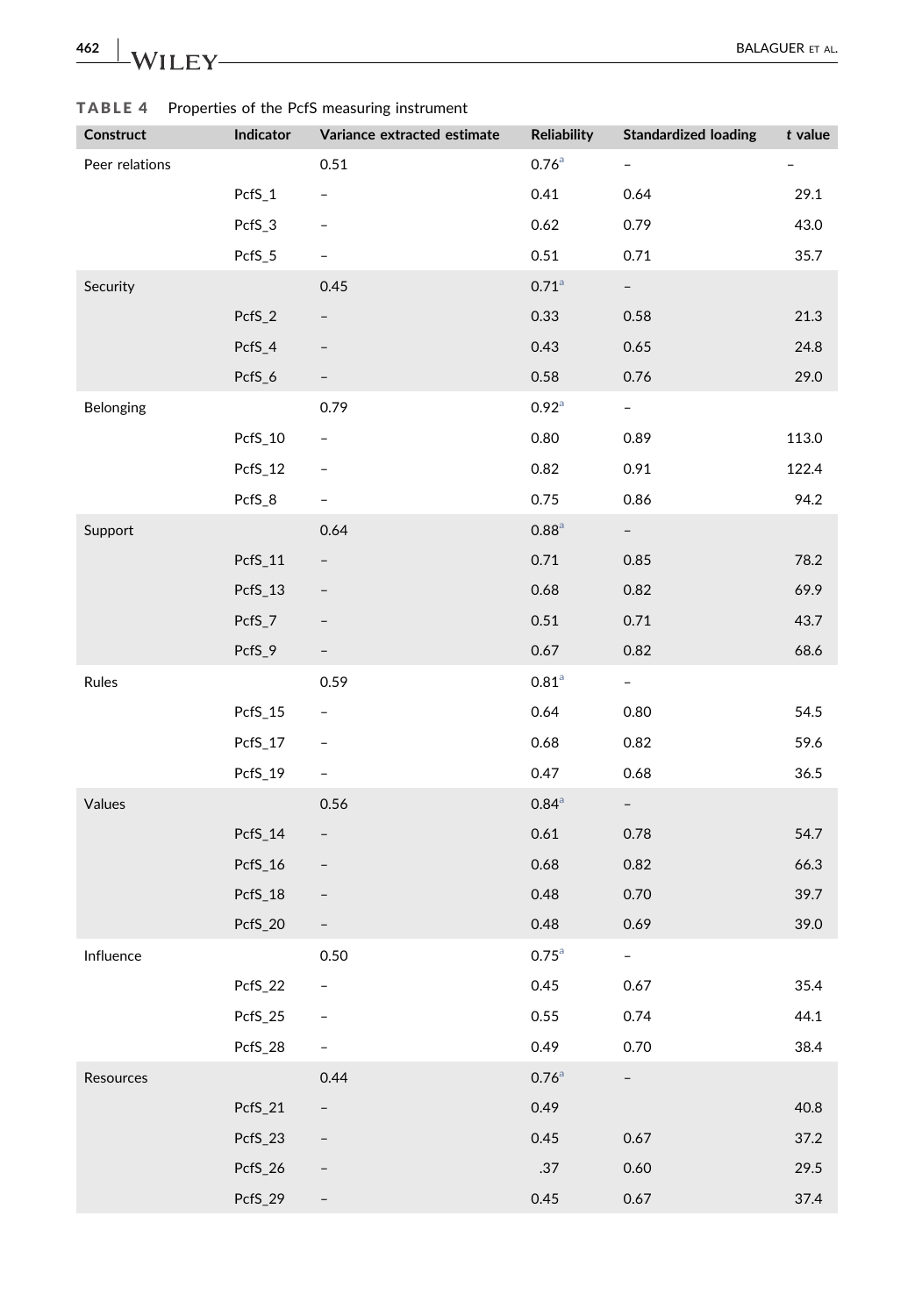**TABLE 4** Properties of the PcfS measuring instrument

| Construct | Indicator | Variance extracted estimate | Reliability | Standardized loading | *t* value |
|---|---|---|---|---|---|
| Peer relations | | 0.51 | 0.76[a] | – | – |
| | PcfS_1 | – | 0.41 | 0.64 | 29.1 |
| | PcfS_3 | – | 0.62 | 0.79 | 43.0 |
| | PcfS_5 | – | 0.51 | 0.71 | 35.7 |
| Security | | 0.45 | 0.71[a] | – | |
| | PcfS_2 | – | 0.33 | 0.58 | 21.3 |
| | PcfS_4 | – | 0.43 | 0.65 | 24.8 |
| | PcfS_6 | – | 0.58 | 0.76 | 29.0 |
| Belonging | | 0.79 | 0.92[a] | – | |
| | PcfS_10 | – | 0.80 | 0.89 | 113.0 |
| | PcfS_12 | – | 0.82 | 0.91 | 122.4 |
| | PcfS_8 | – | 0.75 | 0.86 | 94.2 |
| Support | | 0.64 | 0.88[a] | – | |
| | PcfS_11 | – | 0.71 | 0.85 | 78.2 |
| | PcfS_13 | – | 0.68 | 0.82 | 69.9 |
| | PcfS_7 | – | 0.51 | 0.71 | 43.7 |
| | PcfS_9 | – | 0.67 | 0.82 | 68.6 |
| Rules | | 0.59 | 0.81[a] | – | |
| | PcfS_15 | – | 0.64 | 0.80 | 54.5 |
| | PcfS_17 | – | 0.68 | 0.82 | 59.6 |
| | PcfS_19 | – | 0.47 | 0.68 | 36.5 |
| Values | | 0.56 | 0.84[a] | – | |
| | PcfS_14 | – | 0.61 | 0.78 | 54.7 |
| | PcfS_16 | – | 0.68 | 0.82 | 66.3 |
| | PcfS_18 | – | 0.48 | 0.70 | 39.7 |
| | PcfS_20 | – | 0.48 | 0.69 | 39.0 |
| Influence | | 0.50 | 0.75[a] | – | |
| | PcfS_22 | – | 0.45 | 0.67 | 35.4 |
| | PcfS_25 | – | 0.55 | 0.74 | 44.1 |
| | PcfS_28 | – | 0.49 | 0.70 | 38.4 |
| Resources | | 0.44 | 0.76[a] | – | |
| | PcfS_21 | – | 0.49 | | 40.8 |
| | PcfS_23 | – | 0.45 | 0.67 | 37.2 |
| | PcfS_26 | – | .37 | 0.60 | 29.5 |
| | PcfS_29 | – | 0.45 | 0.67 | 37.4 |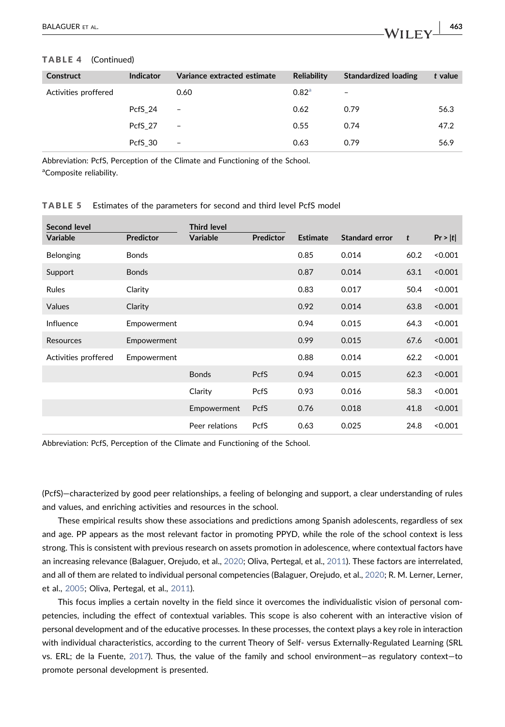**TABLE 4** (Continued)

| Construct | Indicator | Variance extracted estimate | Reliability | Standardized loading | *t* value |
|---|---|---|---|---|---|
| Activities proffered | | 0.60 | 0.82[a] | – | |
| | PcfS_24 | – | 0.62 | 0.79 | 56.3 |
| | PcfS_27 | – | 0.55 | 0.74 | 47.2 |
| | PcfS_30 | – | 0.63 | 0.79 | 56.9 |

Abbreviation: PcfS, Perception of the Climate and Functioning of the School.
[a]Composite reliability.

**TABLE 5** Estimates of the parameters for second and third level PcfS model

| Second level | | Third level | | | | | |
|---|---|---|---|---|---|---|---|
| Variable | Predictor | Variable | Predictor | Estimate | Standard error | *t* | Pr > \|*t*\| |
| Belonging | Bonds | | | 0.85 | 0.014 | 60.2 | <0.001 |
| Support | Bonds | | | 0.87 | 0.014 | 63.1 | <0.001 |
| Rules | Clarity | | | 0.83 | 0.017 | 50.4 | <0.001 |
| Values | Clarity | | | 0.92 | 0.014 | 63.8 | <0.001 |
| Influence | Empowerment | | | 0.94 | 0.015 | 64.3 | <0.001 |
| Resources | Empowerment | | | 0.99 | 0.015 | 67.6 | <0.001 |
| Activities proffered | Empowerment | | | 0.88 | 0.014 | 62.2 | <0.001 |
| | | Bonds | PcfS | 0.94 | 0.015 | 62.3 | <0.001 |
| | | Clarity | PcfS | 0.93 | 0.016 | 58.3 | <0.001 |
| | | Empowerment | PcfS | 0.76 | 0.018 | 41.8 | <0.001 |
| | | Peer relations | PcfS | 0.63 | 0.025 | 24.8 | <0.001 |

Abbreviation: PcfS, Perception of the Climate and Functioning of the School.

(PcfS)—characterized by good peer relationships, a feeling of belonging and support, a clear understanding of rules and values, and enriching activities and resources in the school.

These empirical results show these associations and predictions among Spanish adolescents, regardless of sex and age. PP appears as the most relevant factor in promoting PPYD, while the role of the school context is less strong. This is consistent with previous research on assets promotion in adolescence, where contextual factors have an increasing relevance (Balaguer, Orejudo, et al., 2020; Oliva, Pertegal, et al., 2011). These factors are interrelated, and all of them are related to individual personal competencies (Balaguer, Orejudo, et al., 2020; R. M. Lerner, Lerner, et al., 2005; Oliva, Pertegal, et al., 2011).

This focus implies a certain novelty in the field since it overcomes the individualistic vision of personal competencies, including the effect of contextual variables. This scope is also coherent with an interactive vision of personal development and of the educative processes. In these processes, the context plays a key role in interaction with individual characteristics, according to the current Theory of Self- versus Externally-Regulated Learning (SRL vs. ERL; de la Fuente, 2017). Thus, the value of the family and school environment—as regulatory context—to promote personal development is presented.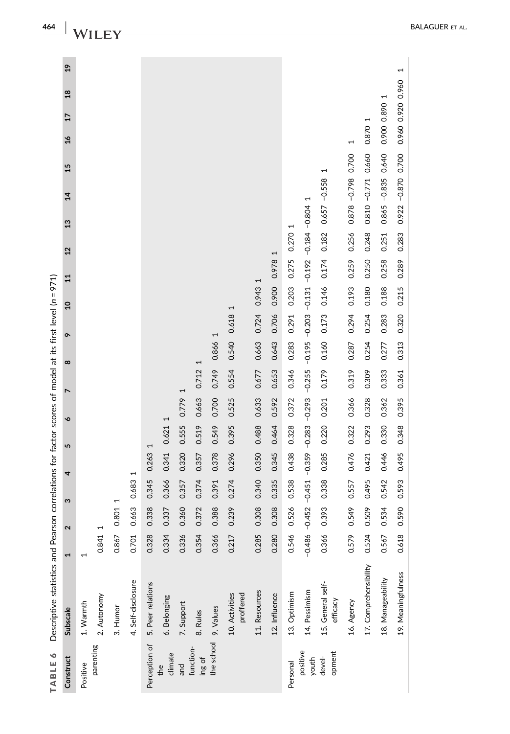**TABLE 6** Descriptive statistics and Pearson correlations for factor scores of model at its first level (n = 971)

| Construct | Subscale | 1 | 2 | 3 | 4 | 5 | 6 | 7 | 8 | 9 | 10 | 11 | 12 | 13 | 14 | 15 | 16 | 17 | 18 | 19 |
|---|---|---|---|---|---|---|---|---|---|---|---|---|---|---|---|---|---|---|---|---|
| Positive parenting | 1. Warmth | 1 | | | | | | | | | | | | | | | | | | |
| | 2. Autonomy | 0.841 | 1 | | | | | | | | | | | | | | | | | |
| | 3. Humor | 0.867 | 0.801 | 1 | | | | | | | | | | | | | | | | |
| | 4. Self-disclosure | 0.701 | 0.663 | 0.683 | 1 | | | | | | | | | | | | | | | |
| Perception of the climate and functioning of the school | 5. Peer relations | 0.328 | 0.338 | 0.345 | 0.263 | 1 | | | | | | | | | | | | | | |
| | 6. Belonging | 0.334 | 0.337 | 0.366 | 0.341 | 0.621 | 1 | | | | | | | | | | | | | |
| | 7. Support | 0.336 | 0.360 | 0.357 | 0.320 | 0.555 | 0.779 | 1 | | | | | | | | | | | | |
| | 8. Rules | 0.354 | 0.372 | 0.374 | 0.357 | 0.519 | 0.663 | 0.712 | 1 | | | | | | | | | | | |
| | 9. Values | 0.366 | 0.388 | 0.391 | 0.378 | 0.549 | 0.700 | 0.749 | 0.866 | 1 | | | | | | | | | | |
| | 10. Activities proffered | 0.217 | 0.239 | 0.274 | 0.296 | 0.395 | 0.525 | 0.554 | 0.540 | 0.618 | 1 | | | | | | | | | |
| | 11. Resources | 0.285 | 0.308 | 0.340 | 0.350 | 0.488 | 0.633 | 0.677 | 0.663 | 0.724 | 0.943 | 1 | | | | | | | | |
| | 12. Influence | 0.280 | 0.308 | 0.335 | 0.345 | 0.464 | 0.592 | 0.653 | 0.643 | 0.706 | 0.900 | 0.978 | 1 | | | | | | | |
| Personal positive youth development | 13. Optimism | 0.546 | 0.526 | 0.538 | 0.438 | 0.328 | 0.372 | 0.346 | 0.283 | 0.291 | 0.203 | 0.275 | 0.270 | 1 | | | | | | |
| | 14. Pessimism | −0.486 | −0.452 | −0.451 | −0.359 | −0.283 | −0.293 | −0.255 | −0.195 | −0.203 | −0.131 | −0.192 | −0.184 | −0.804 | 1 | | | | | |
| | 15. General self-efficacy | 0.366 | 0.393 | 0.338 | 0.285 | 0.220 | 0.201 | 0.179 | 0.160 | 0.173 | 0.146 | 0.174 | 0.182 | 0.657 | −0.558 | 1 | | | | |
| | 16. Agency | 0.579 | 0.549 | 0.557 | 0.476 | 0.322 | 0.366 | 0.319 | 0.287 | 0.294 | 0.193 | 0.259 | 0.256 | 0.878 | −0.798 | 0.700 | 1 | | | |
| | 17. Comprehensibility | 0.524 | 0.509 | 0.495 | 0.421 | 0.293 | 0.328 | 0.309 | 0.254 | 0.254 | 0.180 | 0.250 | 0.248 | 0.810 | −0.771 | 0.660 | 0.870 | 1 | | |
| | 18. Manageability | 0.567 | 0.534 | 0.542 | 0.446 | 0.330 | 0.362 | 0.333 | 0.277 | 0.283 | 0.188 | 0.258 | 0.251 | 0.865 | −0.835 | 0.640 | 0.900 | 0.890 | 1 | |
| | 19. Meaningfulness | 0.618 | 0.590 | 0.593 | 0.495 | 0.348 | 0.395 | 0.361 | 0.313 | 0.320 | 0.215 | 0.289 | 0.283 | 0.922 | −0.870 | 0.700 | 0.960 | 0.920 | 0.960 | 1 |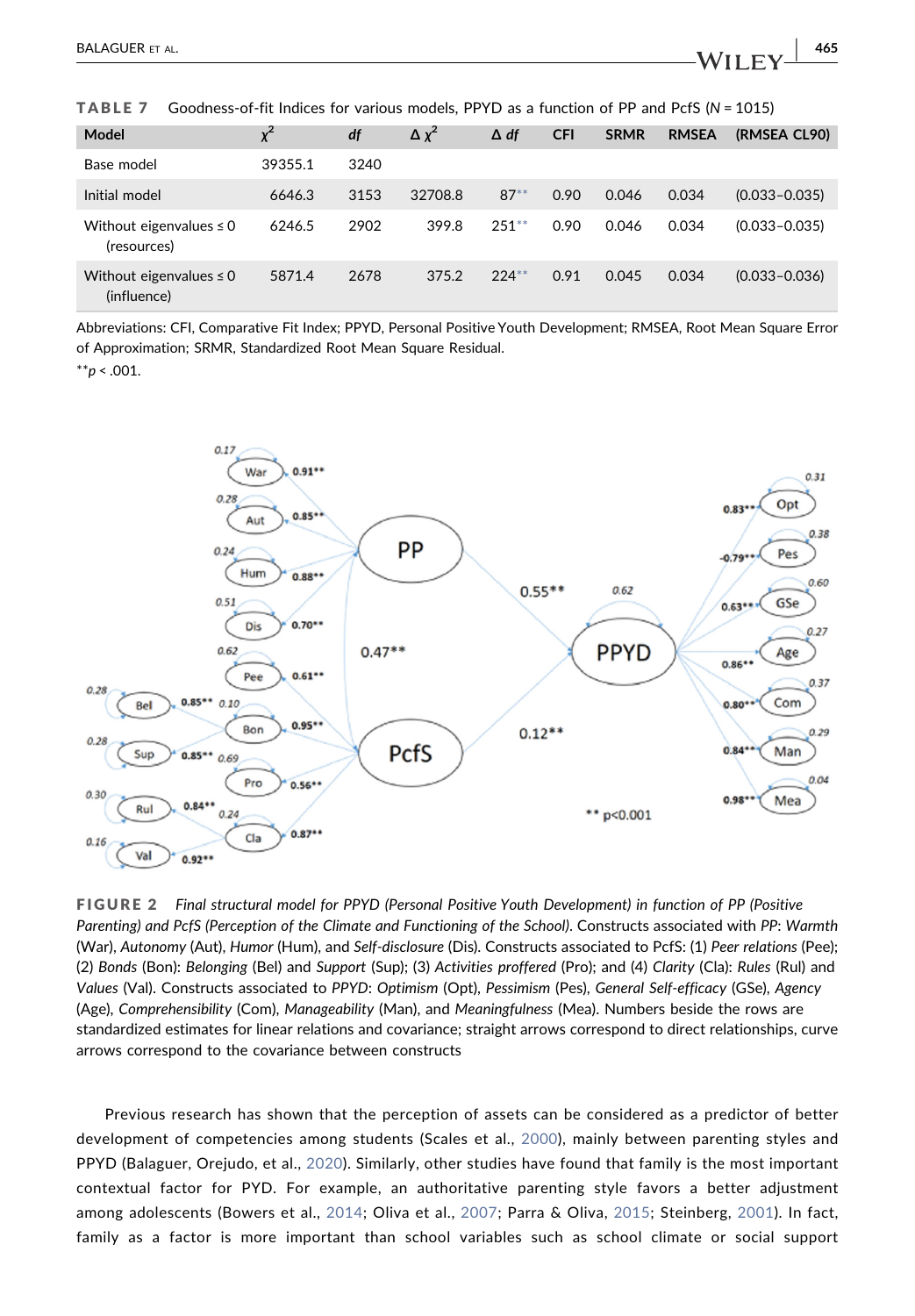**TABLE 7** Goodness-of-fit Indices for various models, PPYD as a function of PP and PcfS ($N = 1015$)

| Model | $\chi^2$ | df | $\Delta \chi^2$ | $\Delta$ df | CFI | SRMR | RMSEA | (RMSEA CL90) |
|---|---|---|---|---|---|---|---|---|
| Base model | 39355.1 | 3240 | | | | | | |
| Initial model | 6646.3 | 3153 | 32708.8 | 87** | 0.90 | 0.046 | 0.034 | (0.033–0.035) |
| Without eigenvalues ≤ 0 (resources) | 6246.5 | 2902 | 399.8 | 251** | 0.90 | 0.046 | 0.034 | (0.033–0.035) |
| Without eigenvalues ≤ 0 (influence) | 5871.4 | 2678 | 375.2 | 224** | 0.91 | 0.045 | 0.034 | (0.033–0.036) |

Abbreviations: CFI, Comparative Fit Index; PPYD, Personal Positive Youth Development; RMSEA, Root Mean Square Error of Approximation; SRMR, Standardized Root Mean Square Residual.

**$p < .001$.

**FIGURE 2** *Final structural model for PPYD (Personal Positive Youth Development) in function of PP (Positive Parenting) and PcfS (Perception of the Climate and Functioning of the School).* Constructs associated with *PP*: *Warmth* (War), *Autonomy* (Aut), *Humor* (Hum), and *Self-disclosure* (Dis). Constructs associated to PcfS: (1) *Peer relations* (Pee); (2) *Bonds* (Bon): *Belonging* (Bel) and *Support* (Sup); (3) *Activities proffered* (Pro); and (4) *Clarity* (Cla): *Rules* (Rul) and *Values* (Val). Constructs associated to *PPYD*: *Optimism* (Opt), *Pessimism* (Pes), *General Self-efficacy* (GSe), *Agency* (Age), *Comprehensibility* (Com), *Manageability* (Man), and *Meaningfulness* (Mea). Numbers beside the rows are standardized estimates for linear relations and covariance; straight arrows correspond to direct relationships, curve arrows correspond to the covariance between constructs

Previous research has shown that the perception of assets can be considered as a predictor of better development of competencies among students (Scales et al., 2000), mainly between parenting styles and PPYD (Balaguer, Orejudo, et al., 2020). Similarly, other studies have found that family is the most important contextual factor for PYD. For example, an authoritative parenting style favors a better adjustment among adolescents (Bowers et al., 2014; Oliva et al., 2007; Parra & Oliva, 2015; Steinberg, 2001). In fact, family as a factor is more important than school variables such as school climate or social support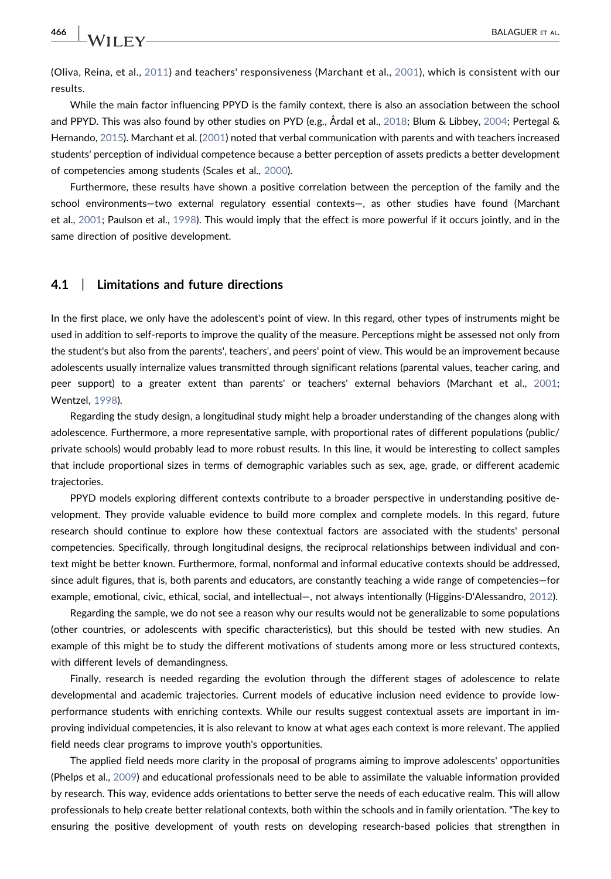(Oliva, Reina, et al., 2011) and teachers' responsiveness (Marchant et al., 2001), which is consistent with our results.

While the main factor influencing PPYD is the family context, there is also an association between the school and PPYD. This was also found by other studies on PYD (e.g., Årdal et al., 2018; Blum & Libbey, 2004; Pertegal & Hernando, 2015). Marchant et al. (2001) noted that verbal communication with parents and with teachers increased students' perception of individual competence because a better perception of assets predicts a better development of competencies among students (Scales et al., 2000).

Furthermore, these results have shown a positive correlation between the perception of the family and the school environments—two external regulatory essential contexts—, as other studies have found (Marchant et al., 2001; Paulson et al., 1998). This would imply that the effect is more powerful if it occurs jointly, and in the same direction of positive development.

## 4.1 | Limitations and future directions

In the first place, we only have the adolescent's point of view. In this regard, other types of instruments might be used in addition to self-reports to improve the quality of the measure. Perceptions might be assessed not only from the student's but also from the parents', teachers', and peers' point of view. This would be an improvement because adolescents usually internalize values transmitted through significant relations (parental values, teacher caring, and peer support) to a greater extent than parents' or teachers' external behaviors (Marchant et al., 2001; Wentzel, 1998).

Regarding the study design, a longitudinal study might help a broader understanding of the changes along with adolescence. Furthermore, a more representative sample, with proportional rates of different populations (public/private schools) would probably lead to more robust results. In this line, it would be interesting to collect samples that include proportional sizes in terms of demographic variables such as sex, age, grade, or different academic trajectories.

PPYD models exploring different contexts contribute to a broader perspective in understanding positive development. They provide valuable evidence to build more complex and complete models. In this regard, future research should continue to explore how these contextual factors are associated with the students' personal competencies. Specifically, through longitudinal designs, the reciprocal relationships between individual and context might be better known. Furthermore, formal, nonformal and informal educative contexts should be addressed, since adult figures, that is, both parents and educators, are constantly teaching a wide range of competencies—for example, emotional, civic, ethical, social, and intellectual—, not always intentionally (Higgins-D'Alessandro, 2012).

Regarding the sample, we do not see a reason why our results would not be generalizable to some populations (other countries, or adolescents with specific characteristics), but this should be tested with new studies. An example of this might be to study the different motivations of students among more or less structured contexts, with different levels of demandingness.

Finally, research is needed regarding the evolution through the different stages of adolescence to relate developmental and academic trajectories. Current models of educative inclusion need evidence to provide low-performance students with enriching contexts. While our results suggest contextual assets are important in improving individual competencies, it is also relevant to know at what ages each context is more relevant. The applied field needs clear programs to improve youth's opportunities.

The applied field needs more clarity in the proposal of programs aiming to improve adolescents' opportunities (Phelps et al., 2009) and educational professionals need to be able to assimilate the valuable information provided by research. This way, evidence adds orientations to better serve the needs of each educative realm. This will allow professionals to help create better relational contexts, both within the schools and in family orientation. "The key to ensuring the positive development of youth rests on developing research-based policies that strengthen in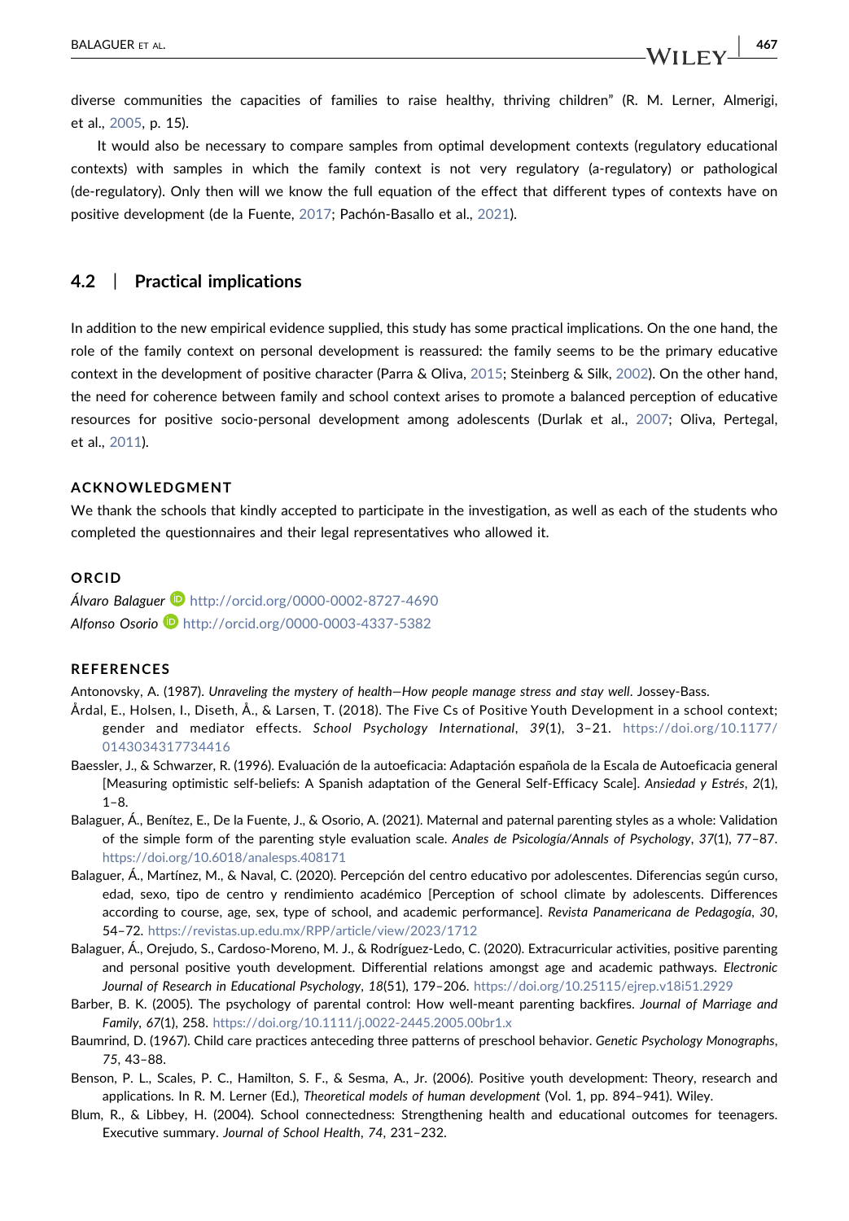diverse communities the capacities of families to raise healthy, thriving children" (R. M. Lerner, Almerigi, et al., 2005, p. 15).

It would also be necessary to compare samples from optimal development contexts (regulatory educational contexts) with samples in which the family context is not very regulatory (a-regulatory) or pathological (de-regulatory). Only then will we know the full equation of the effect that different types of contexts have on positive development (de la Fuente, 2017; Pachón-Basallo et al., 2021).

## 4.2 | Practical implications

In addition to the new empirical evidence supplied, this study has some practical implications. On the one hand, the role of the family context on personal development is reassured: the family seems to be the primary educative context in the development of positive character (Parra & Oliva, 2015; Steinberg & Silk, 2002). On the other hand, the need for coherence between family and school context arises to promote a balanced perception of educative resources for positive socio-personal development among adolescents (Durlak et al., 2007; Oliva, Pertegal, et al., 2011).

## ACKNOWLEDGMENT

We thank the schools that kindly accepted to participate in the investigation, as well as each of the students who completed the questionnaires and their legal representatives who allowed it.

## ORCID

*Álvaro Balaguer* http://orcid.org/0000-0002-8727-4690
*Alfonso Osorio* http://orcid.org/0000-0003-4337-5382

## REFERENCES

Antonovsky, A. (1987). *Unraveling the mystery of health—How people manage stress and stay well*. Jossey-Bass.

Årdal, E., Holsen, I., Diseth, Å., & Larsen, T. (2018). The Five Cs of Positive Youth Development in a school context; gender and mediator effects. *School Psychology International*, *39*(1), 3–21. https://doi.org/10.1177/0143034317734416

Baessler, J., & Schwarzer, R. (1996). Evaluación de la autoeficacia: Adaptación española de la Escala de Autoeficacia general [Measuring optimistic self-beliefs: A Spanish adaptation of the General Self-Efficacy Scale]. *Ansiedad y Estrés*, *2*(1), 1–8.

Balaguer, Á., Benítez, E., De la Fuente, J., & Osorio, A. (2021). Maternal and paternal parenting styles as a whole: Validation of the simple form of the parenting style evaluation scale. *Anales de Psicología/Annals of Psychology*, *37*(1), 77–87. https://doi.org/10.6018/analesps.408171

Balaguer, Á., Martínez, M., & Naval, C. (2020). Percepción del centro educativo por adolescentes. Diferencias según curso, edad, sexo, tipo de centro y rendimiento académico [Perception of school climate by adolescents. Differences according to course, age, sex, type of school, and academic performance]. *Revista Panamericana de Pedagogía*, *30*, 54–72. https://revistas.up.edu.mx/RPP/article/view/2023/1712

Balaguer, Á., Orejudo, S., Cardoso-Moreno, M. J., & Rodríguez-Ledo, C. (2020). Extracurricular activities, positive parenting and personal positive youth development. Differential relations amongst age and academic pathways. *Electronic Journal of Research in Educational Psychology*, *18*(51), 179–206. https://doi.org/10.25115/ejrep.v18i51.2929

Barber, B. K. (2005). The psychology of parental control: How well-meant parenting backfires. *Journal of Marriage and Family*, *67*(1), 258. https://doi.org/10.1111/j.0022-2445.2005.00br1.x

Baumrind, D. (1967). Child care practices anteceding three patterns of preschool behavior. *Genetic Psychology Monographs*, *75*, 43–88.

Benson, P. L., Scales, P. C., Hamilton, S. F., & Sesma, A., Jr. (2006). Positive youth development: Theory, research and applications. In R. M. Lerner (Ed.), *Theoretical models of human development* (Vol. 1, pp. 894–941). Wiley.

Blum, R., & Libbey, H. (2004). School connectedness: Strengthening health and educational outcomes for teenagers. Executive summary. *Journal of School Health*, *74*, 231–232.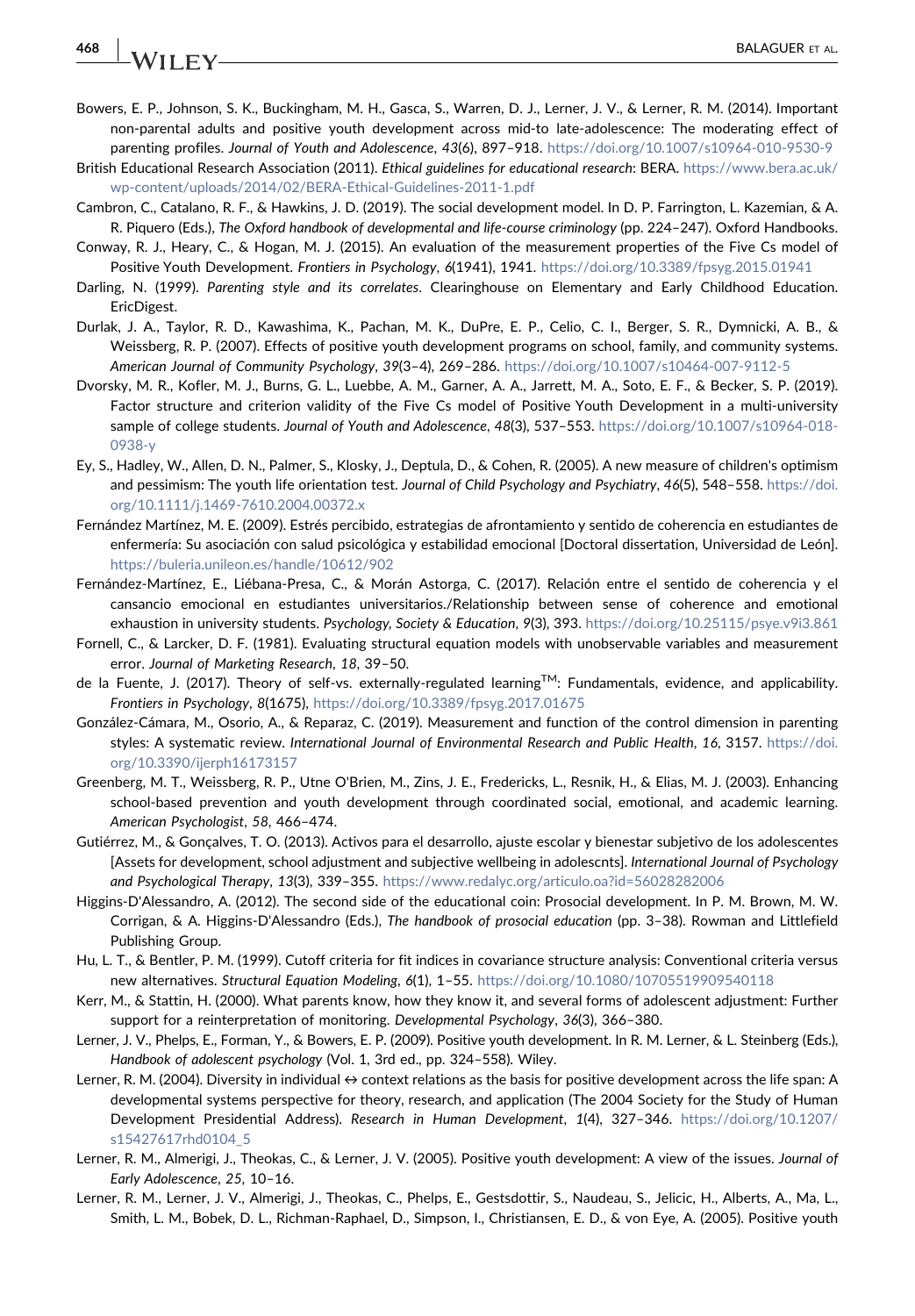Bowers, E. P., Johnson, S. K., Buckingham, M. H., Gasca, S., Warren, D. J., Lerner, J. V., & Lerner, R. M. (2014). Important non-parental adults and positive youth development across mid-to late-adolescence: The moderating effect of parenting profiles. *Journal of Youth and Adolescence*, *43*(6), 897–918. https://doi.org/10.1007/s10964-010-9530-9

British Educational Research Association (2011). *Ethical guidelines for educational research*: BERA. https://www.bera.ac.uk/wp-content/uploads/2014/02/BERA-Ethical-Guidelines-2011-1.pdf

Cambron, C., Catalano, R. F., & Hawkins, J. D. (2019). The social development model. In D. P. Farrington, L. Kazemian, & A. R. Piquero (Eds.), *The Oxford handbook of developmental and life-course criminology* (pp. 224–247). Oxford Handbooks.

Conway, R. J., Heary, C., & Hogan, M. J. (2015). An evaluation of the measurement properties of the Five Cs model of Positive Youth Development. *Frontiers in Psychology*, *6*(1941), 1941. https://doi.org/10.3389/fpsyg.2015.01941

Darling, N. (1999). *Parenting style and its correlates*. Clearinghouse on Elementary and Early Childhood Education. EricDigest.

Durlak, J. A., Taylor, R. D., Kawashima, K., Pachan, M. K., DuPre, E. P., Celio, C. I., Berger, S. R., Dymnicki, A. B., & Weissberg, R. P. (2007). Effects of positive youth development programs on school, family, and community systems. *American Journal of Community Psychology*, *39*(3–4), 269–286. https://doi.org/10.1007/s10464-007-9112-5

Dvorsky, M. R., Kofler, M. J., Burns, G. L., Luebbe, A. M., Garner, A. A., Jarrett, M. A., Soto, E. F., & Becker, S. P. (2019). Factor structure and criterion validity of the Five Cs model of Positive Youth Development in a multi-university sample of college students. *Journal of Youth and Adolescence*, *48*(3), 537–553. https://doi.org/10.1007/s10964-018-0938-y

Ey, S., Hadley, W., Allen, D. N., Palmer, S., Klosky, J., Deptula, D., & Cohen, R. (2005). A new measure of children's optimism and pessimism: The youth life orientation test. *Journal of Child Psychology and Psychiatry*, *46*(5), 548–558. https://doi.org/10.1111/j.1469-7610.2004.00372.x

Fernández Martínez, M. E. (2009). Estrés percibido, estrategias de afrontamiento y sentido de coherencia en estudiantes de enfermería: Su asociación con salud psicológica y estabilidad emocional [Doctoral dissertation, Universidad de León]. https://buleria.unileon.es/handle/10612/902

Fernández-Martínez, E., Liébana-Presa, C., & Morán Astorga, C. (2017). Relación entre el sentido de coherencia y el cansancio emocional en estudiantes universitarios./Relationship between sense of coherence and emotional exhaustion in university students. *Psychology, Society & Education*, *9*(3), 393. https://doi.org/10.25115/psye.v9i3.861

Fornell, C., & Larcker, D. F. (1981). Evaluating structural equation models with unobservable variables and measurement error. *Journal of Marketing Research*, *18*, 39–50.

de la Fuente, J. (2017). Theory of self-vs. externally-regulated learning™: Fundamentals, evidence, and applicability. *Frontiers in Psychology*, *8*(1675), https://doi.org/10.3389/fpsyg.2017.01675

González-Cámara, M., Osorio, A., & Reparaz, C. (2019). Measurement and function of the control dimension in parenting styles: A systematic review. *International Journal of Environmental Research and Public Health*, *16*, 3157. https://doi.org/10.3390/ijerph16173157

Greenberg, M. T., Weissberg, R. P., Utne O'Brien, M., Zins, J. E., Fredericks, L., Resnik, H., & Elias, M. J. (2003). Enhancing school-based prevention and youth development through coordinated social, emotional, and academic learning. *American Psychologist*, *58*, 466–474.

Gutiérrez, M., & Gonçalves, T. O. (2013). Activos para el desarrollo, ajuste escolar y bienestar subjetivo de los adolescentes [Assets for development, school adjustment and subjective wellbeing in adolescnts]. *International Journal of Psychology and Psychological Therapy*, *13*(3), 339–355. https://www.redalyc.org/articulo.oa?id=56028282006

Higgins-D'Alessandro, A. (2012). The second side of the educational coin: Prosocial development. In P. M. Brown, M. W. Corrigan, & A. Higgins-D'Alessandro (Eds.), *The handbook of prosocial education* (pp. 3–38). Rowman and Littlefield Publishing Group.

Hu, L. T., & Bentler, P. M. (1999). Cutoff criteria for fit indices in covariance structure analysis: Conventional criteria versus new alternatives. *Structural Equation Modeling*, *6*(1), 1–55. https://doi.org/10.1080/10705519909540118

Kerr, M., & Stattin, H. (2000). What parents know, how they know it, and several forms of adolescent adjustment: Further support for a reinterpretation of monitoring. *Developmental Psychology*, *36*(3), 366–380.

Lerner, J. V., Phelps, E., Forman, Y., & Bowers, E. P. (2009). Positive youth development. In R. M. Lerner, & L. Steinberg (Eds.), *Handbook of adolescent psychology* (Vol. 1, 3rd ed., pp. 324–558). Wiley.

Lerner, R. M. (2004). Diversity in individual ↔ context relations as the basis for positive development across the life span: A developmental systems perspective for theory, research, and application (The 2004 Society for the Study of Human Development Presidential Address). *Research in Human Development*, *1*(4), 327–346. https://doi.org/10.1207/s15427617rhd0104_5

Lerner, R. M., Almerigi, J., Theokas, C., & Lerner, J. V. (2005). Positive youth development: A view of the issues. *Journal of Early Adolescence*, *25*, 10–16.

Lerner, R. M., Lerner, J. V., Almerigi, J., Theokas, C., Phelps, E., Gestsdottir, S., Naudeau, S., Jelicic, H., Alberts, A., Ma, L., Smith, L. M., Bobek, D. L., Richman-Raphael, D., Simpson, I., Christiansen, E. D., & von Eye, A. (2005). Positive youth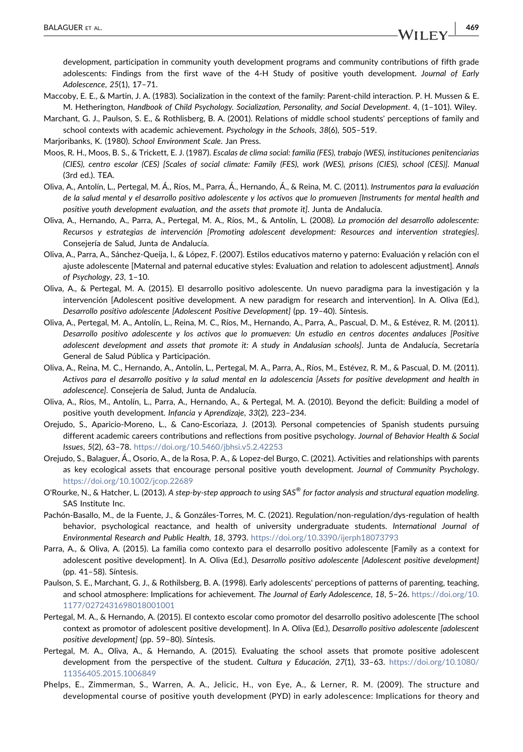development, participation in community youth development programs and community contributions of fifth grade adolescents: Findings from the first wave of the 4-H Study of positive youth development. *Journal of Early Adolescence*, *25*(1), 17–71.

Maccoby, E. E., & Martin, J. A. (1983). Socialization in the context of the family: Parent-child interaction. P. H. Mussen & E. M. Hetherington, *Handbook of Child Psychology. Socialization, Personality, and Social Development*. 4, (1–101). Wiley.

Marchant, G. J., Paulson, S. E., & Rothlisberg, B. A. (2001). Relations of middle school students' perceptions of family and school contexts with academic achievement. *Psychology in the Schools*, *38*(6), 505–519.

Marjoribanks, K. (1980). *School Environment Scale*. Jan Press.

Moos, R. H., Moos, B. S., & Trickett, E. J. (1987). *Escalas de clima social: familia (FES), trabajo (WES), instituciones penitenciarias (CIES), centro escolar (CES) [Scales of social climate: Family (FES), work (WES), prisons (CIES), school (CES)]. Manual* (3rd ed.). TEA.

Oliva, A., Antolín, L., Pertegal, M. Á., Ríos, M., Parra, Á., Hernando, Á., & Reina, M. C. (2011). *Instrumentos para la evaluación de la salud mental y el desarrollo positivo adolescente y los activos que lo promueven [Instruments for mental health and positive youth development evaluation, and the assets that promote it]*. Junta de Andalucía.

Oliva, A., Hernando, A., Parra, A., Pertegal, M. A., Ríos, M., & Antolín, L. (2008). *La promoción del desarrollo adolescente: Recursos y estrategias de intervención [Promoting adolescent development: Resources and intervention strategies]*. Consejería de Salud, Junta de Andalucía.

Oliva, A., Parra, A., Sánchez-Queija, I., & López, F. (2007). Estilos educativos materno y paterno: Evaluación y relación con el ajuste adolescente [Maternal and paternal educative styles: Evaluation and relation to adolescent adjustment]. *Annals of Psychology*, *23*, 1–10.

Oliva, A., & Pertegal, M. A. (2015). El desarrollo positivo adolescente. Un nuevo paradigma para la investigación y la intervención [Adolescent positive development. A new paradigm for research and intervention]. In A. Oliva (Ed.), *Desarrollo positivo adolescente [Adolescent Positive Development]* (pp. 19–40). Síntesis.

Oliva, A., Pertegal, M. A., Antolín, L., Reina, M. C., Ríos, M., Hernando, A., Parra, A., Pascual, D. M., & Estévez, R. M. (2011). *Desarrollo positivo adolescente y los activos que lo promueven: Un estudio en centros docentes andaluces [Positive adolescent development and assets that promote it: A study in Andalusian schools]*. Junta de Andalucía, Secretaría General de Salud Pública y Participación.

Oliva, A., Reina, M. C., Hernando, A., Antolín, L., Pertegal, M. A., Parra, A., Ríos, M., Estévez, R. M., & Pascual, D. M. (2011). *Activos para el desarrollo positivo y la salud mental en la adolescencia [Assets for positive development and health in adolescence]*. Consejería de Salud, Junta de Andalucía.

Oliva, A., Ríos, M., Antolín, L., Parra, A., Hernando, A., & Pertegal, M. A. (2010). Beyond the deficit: Building a model of positive youth development. *Infancia y Aprendizaje*, *33*(2), 223–234.

Orejudo, S., Aparicio-Moreno, L., & Cano-Escoriaza, J. (2013). Personal competencies of Spanish students pursuing different academic careers contributions and reflections from positive psychology. *Journal of Behavior Health & Social Issues*, *5*(2), 63–78. https://doi.org/10.5460/jbhsi.v5.2.42253

Orejudo, S., Balaguer, Á., Osorio, A., de la Rosa, P. A., & Lopez-del Burgo, C. (2021). Activities and relationships with parents as key ecological assets that encourage personal positive youth development. *Journal of Community Psychology*. https://doi.org/10.1002/jcop.22689

O'Rourke, N., & Hatcher, L. (2013). *A step-by-step approach to using SAS® for factor analysis and structural equation modeling*. SAS Institute Inc.

Pachón-Basallo, M., de la Fuente, J., & Gonzáles-Torres, M. C. (2021). Regulation/non-regulation/dys-regulation of health behavior, psychological reactance, and health of university undergraduate students. *International Journal of Environmental Research and Public Health*, *18*, 3793. https://doi.org/10.3390/ijerph18073793

Parra, A., & Oliva, A. (2015). La familia como contexto para el desarrollo positivo adolescente [Family as a context for adolescent positive development]. In A. Oliva (Ed.), *Desarrollo positivo adolescente [Adolescent positive development]* (pp. 41–58). Síntesis.

Paulson, S. E., Marchant, G. J., & Rothlisberg, B. A. (1998). Early adolescents' perceptions of patterns of parenting, teaching, and school atmosphere: Implications for achievement. *The Journal of Early Adolescence*, *18*, 5–26. https://doi.org/10.1177/0272431698018001001

Pertegal, M. A., & Hernando, A. (2015). El contexto escolar como promotor del desarrollo positivo adolescente [The school context as promotor of adolescent positive development]. In A. Oliva (Ed.), *Desarrollo positivo adolescente [adolescent positive development]* (pp. 59–80). Síntesis.

Pertegal, M. A., Oliva, A., & Hernando, A. (2015). Evaluating the school assets that promote positive adolescent development from the perspective of the student. *Cultura y Educación*, *27*(1), 33–63. https://doi.org/10.1080/11356405.2015.1006849

Phelps, E., Zimmerman, S., Warren, A. A., Jelicic, H., von Eye, A., & Lerner, R. M. (2009). The structure and developmental course of positive youth development (PYD) in early adolescence: Implications for theory and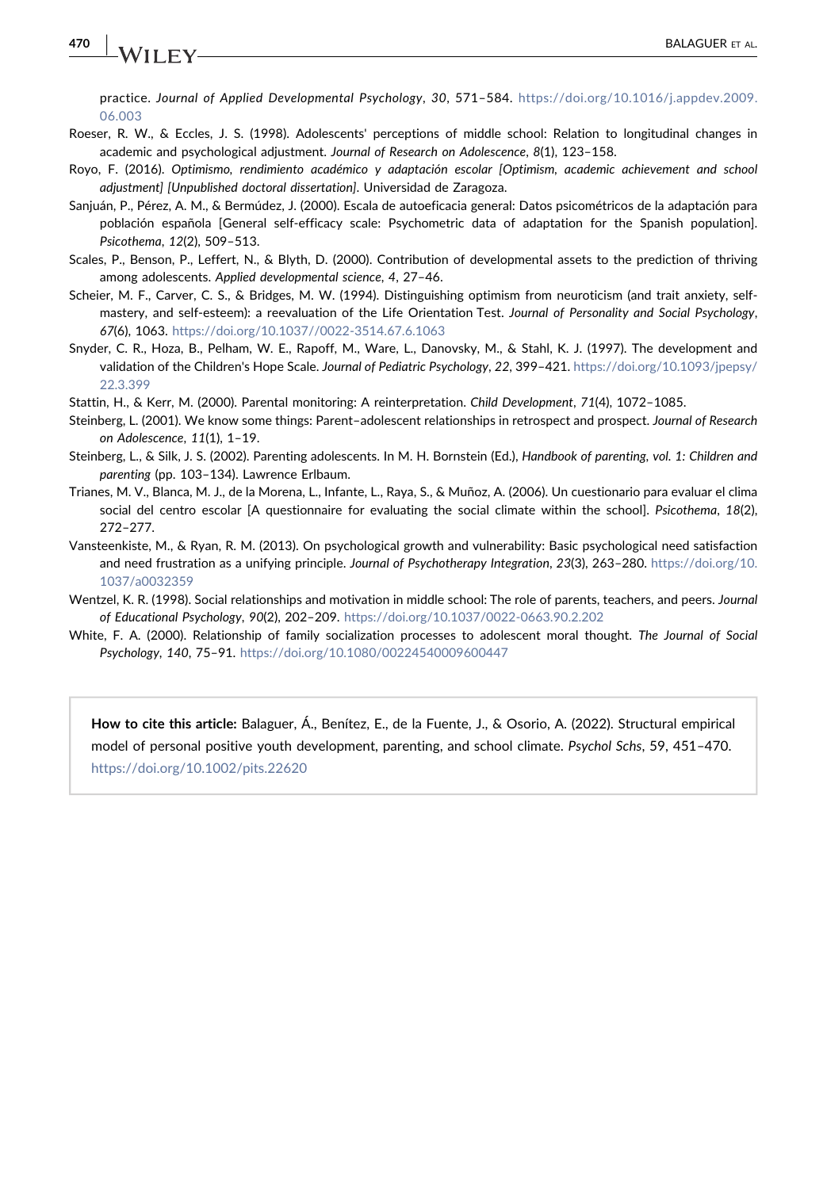practice. *Journal of Applied Developmental Psychology*, *30*, 571–584. https://doi.org/10.1016/j.appdev.2009.06.003

Roeser, R. W., & Eccles, J. S. (1998). Adolescents' perceptions of middle school: Relation to longitudinal changes in academic and psychological adjustment. *Journal of Research on Adolescence*, *8*(1), 123–158.

Royo, F. (2016). *Optimismo, rendimiento académico y adaptación escolar [Optimism, academic achievement and school adjustment] [Unpublished doctoral dissertation]*. Universidad de Zaragoza.

Sanjuán, P., Pérez, A. M., & Bermúdez, J. (2000). Escala de autoeficacia general: Datos psicométricos de la adaptación para población española [General self-efficacy scale: Psychometric data of adaptation for the Spanish population]. *Psicothema*, *12*(2), 509–513.

Scales, P., Benson, P., Leffert, N., & Blyth, D. (2000). Contribution of developmental assets to the prediction of thriving among adolescents. *Applied developmental science*, *4*, 27–46.

Scheier, M. F., Carver, C. S., & Bridges, M. W. (1994). Distinguishing optimism from neuroticism (and trait anxiety, self-mastery, and self-esteem): a reevaluation of the Life Orientation Test. *Journal of Personality and Social Psychology*, *67*(6), 1063. https://doi.org/10.1037//0022-3514.67.6.1063

Snyder, C. R., Hoza, B., Pelham, W. E., Rapoff, M., Ware, L., Danovsky, M., & Stahl, K. J. (1997). The development and validation of the Children's Hope Scale. *Journal of Pediatric Psychology*, *22*, 399–421. https://doi.org/10.1093/jpepsy/22.3.399

Stattin, H., & Kerr, M. (2000). Parental monitoring: A reinterpretation. *Child Development*, *71*(4), 1072–1085.

Steinberg, L. (2001). We know some things: Parent–adolescent relationships in retrospect and prospect. *Journal of Research on Adolescence*, *11*(1), 1–19.

Steinberg, L., & Silk, J. S. (2002). Parenting adolescents. In M. H. Bornstein (Ed.), *Handbook of parenting, vol. 1: Children and parenting* (pp. 103–134). Lawrence Erlbaum.

Trianes, M. V., Blanca, M. J., de la Morena, L., Infante, L., Raya, S., & Muñoz, A. (2006). Un cuestionario para evaluar el clima social del centro escolar [A questionnaire for evaluating the social climate within the school]. *Psicothema*, *18*(2), 272–277.

Vansteenkiste, M., & Ryan, R. M. (2013). On psychological growth and vulnerability: Basic psychological need satisfaction and need frustration as a unifying principle. *Journal of Psychotherapy Integration*, *23*(3), 263–280. https://doi.org/10.1037/a0032359

Wentzel, K. R. (1998). Social relationships and motivation in middle school: The role of parents, teachers, and peers. *Journal of Educational Psychology*, *90*(2), 202–209. https://doi.org/10.1037/0022-0663.90.2.202

White, F. A. (2000). Relationship of family socialization processes to adolescent moral thought. *The Journal of Social Psychology*, *140*, 75–91. https://doi.org/10.1080/00224540009600447

**How to cite this article:** Balaguer, Á., Benítez, E., de la Fuente, J., & Osorio, A. (2022). Structural empirical model of personal positive youth development, parenting, and school climate. *Psychol Schs*, 59, 451–470. https://doi.org/10.1002/pits.22620